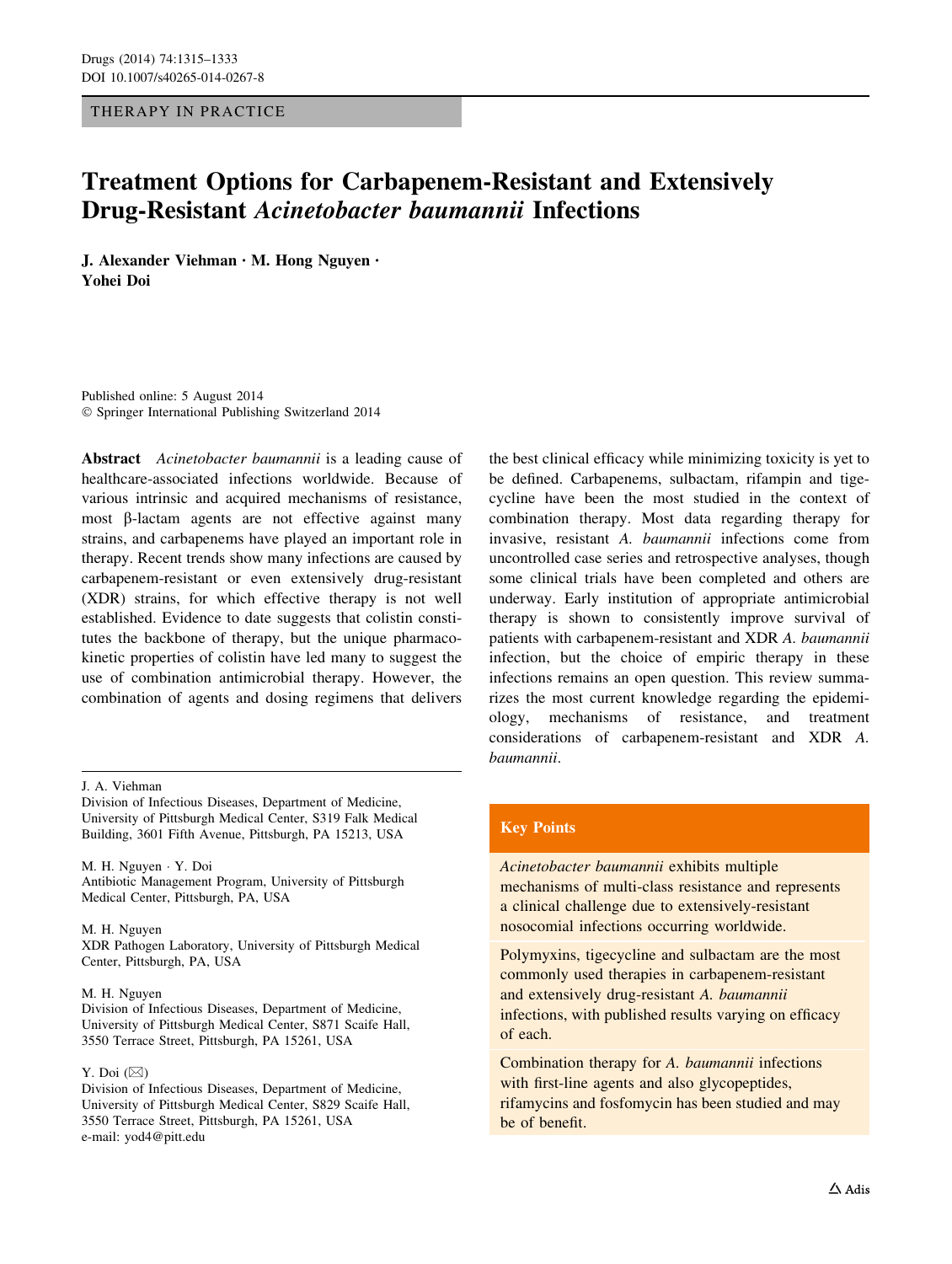THERAPY IN PRACTICE

# Treatment Options for Carbapenem-Resistant and Extensively Drug-Resistant *Acinetobacter baumannii* Infections

**J. Alexander Viehman · M. Hong Nguyen · Yohei Doi**

Published online: 5 August 2014
© Springer International Publishing Switzerland 2014

**Abstract** *Acinetobacter baumannii* is a leading cause of healthcare-associated infections worldwide. Because of various intrinsic and acquired mechanisms of resistance, most β-lactam agents are not effective against many strains, and carbapenems have played an important role in therapy. Recent trends show many infections are caused by carbapenem-resistant or even extensively drug-resistant (XDR) strains, for which effective therapy is not well established. Evidence to date suggests that colistin constitutes the backbone of therapy, but the unique pharmacokinetic properties of colistin have led many to suggest the use of combination antimicrobial therapy. However, the combination of agents and dosing regimens that delivers the best clinical efficacy while minimizing toxicity is yet to be defined. Carbapenems, sulbactam, rifampin and tigecycline have been the most studied in the context of combination therapy. Most data regarding therapy for invasive, resistant *A. baumannii* infections come from uncontrolled case series and retrospective analyses, though some clinical trials have been completed and others are underway. Early institution of appropriate antimicrobial therapy is shown to consistently improve survival of patients with carbapenem-resistant and XDR *A. baumannii* infection, but the choice of empiric therapy in these infections remains an open question. This review summarizes the most current knowledge regarding the epidemiology, mechanisms of resistance, and treatment considerations of carbapenem-resistant and XDR *A. baumannii*.

**Key Points**

*Acinetobacter baumannii* exhibits multiple mechanisms of multi-class resistance and represents a clinical challenge due to extensively-resistant nosocomial infections occurring worldwide.

Polymyxins, tigecycline and sulbactam are the most commonly used therapies in carbapenem-resistant and extensively drug-resistant *A. baumannii* infections, with published results varying on efficacy of each.

Combination therapy for *A. baumannii* infections with first-line agents and also glycopeptides, rifamycins and fosfomycin has been studied and may be of benefit.

---

J. A. Viehman
Division of Infectious Diseases, Department of Medicine, University of Pittsburgh Medical Center, S319 Falk Medical Building, 3601 Fifth Avenue, Pittsburgh, PA 15213, USA

M. H. Nguyen · Y. Doi
Antibiotic Management Program, University of Pittsburgh Medical Center, Pittsburgh, PA, USA

M. H. Nguyen
XDR Pathogen Laboratory, University of Pittsburgh Medical Center, Pittsburgh, PA, USA

M. H. Nguyen
Division of Infectious Diseases, Department of Medicine, University of Pittsburgh Medical Center, S871 Scaife Hall, 3550 Terrace Street, Pittsburgh, PA 15261, USA

Y. Doi (✉)
Division of Infectious Diseases, Department of Medicine, University of Pittsburgh Medical Center, S829 Scaife Hall, 3550 Terrace Street, Pittsburgh, PA 15261, USA
e-mail: yod4@pitt.edu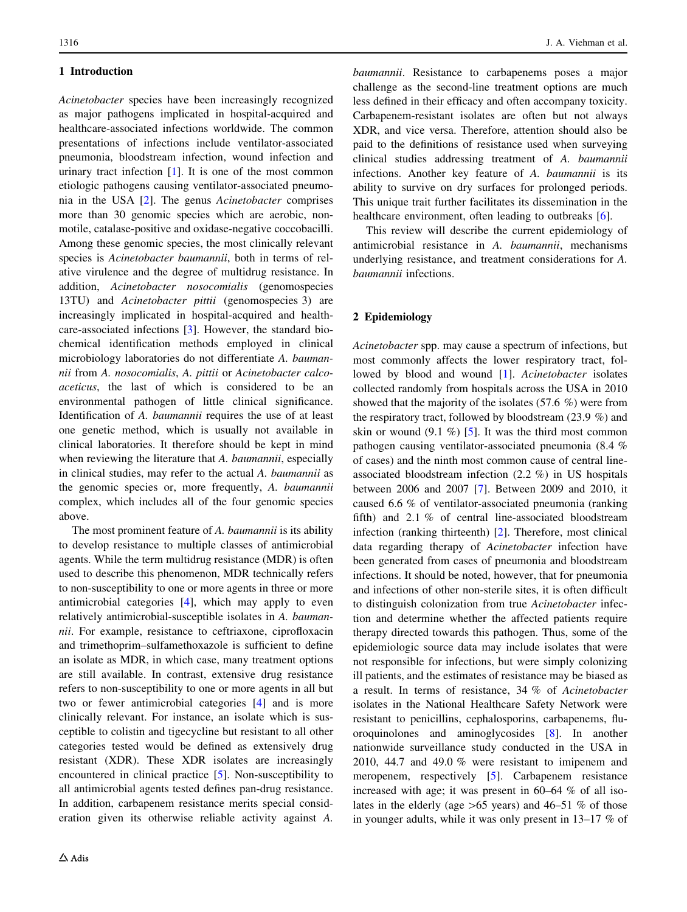## 1 Introduction

*Acinetobacter* species have been increasingly recognized as major pathogens implicated in hospital-acquired and healthcare-associated infections worldwide. The common presentations of infections include ventilator-associated pneumonia, bloodstream infection, wound infection and urinary tract infection [1]. It is one of the most common etiologic pathogens causing ventilator-associated pneumonia in the USA [2]. The genus *Acinetobacter* comprises more than 30 genomic species which are aerobic, non-motile, catalase-positive and oxidase-negative coccobacilli. Among these genomic species, the most clinically relevant species is *Acinetobacter baumannii*, both in terms of relative virulence and the degree of multidrug resistance. In addition, *Acinetobacter nosocomialis* (genomospecies 13TU) and *Acinetobacter pittii* (genomospecies 3) are increasingly implicated in hospital-acquired and healthcare-associated infections [3]. However, the standard biochemical identification methods employed in clinical microbiology laboratories do not differentiate *A. baumannii* from *A. nosocomialis*, *A. pittii* or *Acinetobacter calcoaceticus*, the last of which is considered to be an environmental pathogen of little clinical significance. Identification of *A. baumannii* requires the use of at least one genetic method, which is usually not available in clinical laboratories. It therefore should be kept in mind when reviewing the literature that *A. baumannii*, especially in clinical studies, may refer to the actual *A. baumannii* as the genomic species or, more frequently, *A. baumannii* complex, which includes all of the four genomic species above.

The most prominent feature of *A. baumannii* is its ability to develop resistance to multiple classes of antimicrobial agents. While the term multidrug resistance (MDR) is often used to describe this phenomenon, MDR technically refers to non-susceptibility to one or more agents in three or more antimicrobial categories [4], which may apply to even relatively antimicrobial-susceptible isolates in *A. baumannii*. For example, resistance to ceftriaxone, ciprofloxacin and trimethoprim–sulfamethoxazole is sufficient to define an isolate as MDR, in which case, many treatment options are still available. In contrast, extensive drug resistance refers to non-susceptibility to one or more agents in all but two or fewer antimicrobial categories [4] and is more clinically relevant. For instance, an isolate which is susceptible to colistin and tigecycline but resistant to all other categories tested would be defined as extensively drug resistant (XDR). These XDR isolates are increasingly encountered in clinical practice [5]. Non-susceptibility to all antimicrobial agents tested defines pan-drug resistance. In addition, carbapenem resistance merits special consideration given its otherwise reliable activity against *A. baumannii*. Resistance to carbapenems poses a major challenge as the second-line treatment options are much less defined in their efficacy and often accompany toxicity. Carbapenem-resistant isolates are often but not always XDR, and vice versa. Therefore, attention should also be paid to the definitions of resistance used when surveying clinical studies addressing treatment of *A. baumannii* infections. Another key feature of *A. baumannii* is its ability to survive on dry surfaces for prolonged periods. This unique trait further facilitates its dissemination in the healthcare environment, often leading to outbreaks [6].

This review will describe the current epidemiology of antimicrobial resistance in *A. baumannii*, mechanisms underlying resistance, and treatment considerations for *A. baumannii* infections.

## 2 Epidemiology

*Acinetobacter* spp. may cause a spectrum of infections, but most commonly affects the lower respiratory tract, followed by blood and wound [1]. *Acinetobacter* isolates collected randomly from hospitals across the USA in 2010 showed that the majority of the isolates (57.6 %) were from the respiratory tract, followed by bloodstream (23.9 %) and skin or wound (9.1 %) [5]. It was the third most common pathogen causing ventilator-associated pneumonia (8.4 % of cases) and the ninth most common cause of central line-associated bloodstream infection (2.2 %) in US hospitals between 2006 and 2007 [7]. Between 2009 and 2010, it caused 6.6 % of ventilator-associated pneumonia (ranking fifth) and 2.1 % of central line-associated bloodstream infection (ranking thirteenth) [2]. Therefore, most clinical data regarding therapy of *Acinetobacter* infection have been generated from cases of pneumonia and bloodstream infections. It should be noted, however, that for pneumonia and infections of other non-sterile sites, it is often difficult to distinguish colonization from true *Acinetobacter* infection and determine whether the affected patients require therapy directed towards this pathogen. Thus, some of the epidemiologic source data may include isolates that were not responsible for infections, but were simply colonizing ill patients, and the estimates of resistance may be biased as a result. In terms of resistance, 34 % of *Acinetobacter* isolates in the National Healthcare Safety Network were resistant to penicillins, cephalosporins, carbapenems, fluoroquinolones and aminoglycosides [8]. In another nationwide surveillance study conducted in the USA in 2010, 44.7 and 49.0 % were resistant to imipenem and meropenem, respectively [5]. Carbapenem resistance increased with age; it was present in 60–64 % of all isolates in the elderly (age >65 years) and 46–51 % of those in younger adults, while it was only present in 13–17 % of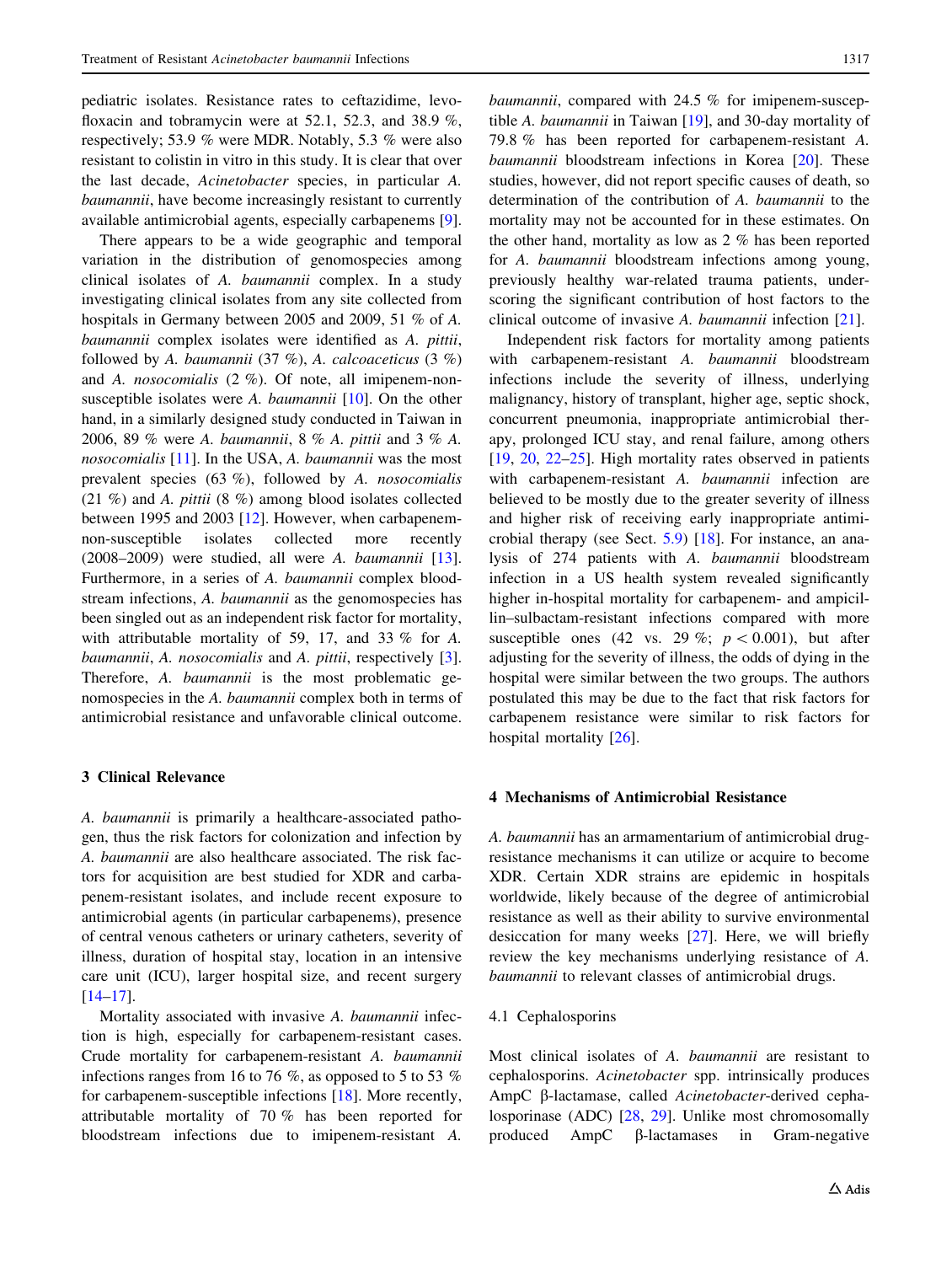pediatric isolates. Resistance rates to ceftazidime, levofloxacin and tobramycin were at 52.1, 52.3, and 38.9 %, respectively; 53.9 % were MDR. Notably, 5.3 % were also resistant to colistin in vitro in this study. It is clear that over the last decade, *Acinetobacter* species, in particular *A. baumannii*, have become increasingly resistant to currently available antimicrobial agents, especially carbapenems [9].

There appears to be a wide geographic and temporal variation in the distribution of genomospecies among clinical isolates of *A. baumannii* complex. In a study investigating clinical isolates from any site collected from hospitals in Germany between 2005 and 2009, 51 % of *A. baumannii* complex isolates were identified as *A. pittii*, followed by *A. baumannii* (37 %), *A. calcoaceticus* (3 %) and *A. nosocomialis* (2 %). Of note, all imipenem-non-susceptible isolates were *A. baumannii* [10]. On the other hand, in a similarly designed study conducted in Taiwan in 2006, 89 % were *A. baumannii*, 8 % *A. pittii* and 3 % *A. nosocomialis* [11]. In the USA, *A. baumannii* was the most prevalent species (63 %), followed by *A. nosocomialis* (21 %) and *A. pittii* (8 %) among blood isolates collected between 1995 and 2003 [12]. However, when carbapenem-non-susceptible isolates collected more recently (2008–2009) were studied, all were *A. baumannii* [13]. Furthermore, in a series of *A. baumannii* complex bloodstream infections, *A. baumannii* as the genomospecies has been singled out as an independent risk factor for mortality, with attributable mortality of 59, 17, and 33 % for *A. baumannii*, *A. nosocomialis* and *A. pittii*, respectively [3]. Therefore, *A. baumannii* is the most problematic genomospecies in the *A. baumannii* complex both in terms of antimicrobial resistance and unfavorable clinical outcome.

## 3 Clinical Relevance

*A. baumannii* is primarily a healthcare-associated pathogen, thus the risk factors for colonization and infection by *A. baumannii* are also healthcare associated. The risk factors for acquisition are best studied for XDR and carbapenem-resistant isolates, and include recent exposure to antimicrobial agents (in particular carbapenems), presence of central venous catheters or urinary catheters, severity of illness, duration of hospital stay, location in an intensive care unit (ICU), larger hospital size, and recent surgery [14–17].

Mortality associated with invasive *A. baumannii* infection is high, especially for carbapenem-resistant cases. Crude mortality for carbapenem-resistant *A. baumannii* infections ranges from 16 to 76 %, as opposed to 5 to 53 % for carbapenem-susceptible infections [18]. More recently, attributable mortality of 70 % has been reported for bloodstream infections due to imipenem-resistant *A. baumannii*, compared with 24.5 % for imipenem-susceptible *A. baumannii* in Taiwan [19], and 30-day mortality of 79.8 % has been reported for carbapenem-resistant *A. baumannii* bloodstream infections in Korea [20]. These studies, however, did not report specific causes of death, so determination of the contribution of *A. baumannii* to the mortality may not be accounted for in these estimates. On the other hand, mortality as low as 2 % has been reported for *A. baumannii* bloodstream infections among young, previously healthy war-related trauma patients, underscoring the significant contribution of host factors to the clinical outcome of invasive *A. baumannii* infection [21].

Independent risk factors for mortality among patients with carbapenem-resistant *A. baumannii* bloodstream infections include the severity of illness, underlying malignancy, history of transplant, higher age, septic shock, concurrent pneumonia, inappropriate antimicrobial therapy, prolonged ICU stay, and renal failure, among others [19, 20, 22–25]. High mortality rates observed in patients with carbapenem-resistant *A. baumannii* infection are believed to be mostly due to the greater severity of illness and higher risk of receiving early inappropriate antimicrobial therapy (see Sect. 5.9) [18]. For instance, an analysis of 274 patients with *A. baumannii* bloodstream infection in a US health system revealed significantly higher in-hospital mortality for carbapenem- and ampicillin–sulbactam-resistant infections compared with more susceptible ones (42 vs. 29 %; $p < 0.001$), but after adjusting for the severity of illness, the odds of dying in the hospital were similar between the two groups. The authors postulated this may be due to the fact that risk factors for carbapenem resistance were similar to risk factors for hospital mortality [26].

## 4 Mechanisms of Antimicrobial Resistance

*A. baumannii* has an armamentarium of antimicrobial drug-resistance mechanisms it can utilize or acquire to become XDR. Certain XDR strains are epidemic in hospitals worldwide, likely because of the degree of antimicrobial resistance as well as their ability to survive environmental desiccation for many weeks [27]. Here, we will briefly review the key mechanisms underlying resistance of *A. baumannii* to relevant classes of antimicrobial drugs.

### 4.1 Cephalosporins

Most clinical isolates of *A. baumannii* are resistant to cephalosporins. *Acinetobacter* spp. intrinsically produces AmpC β-lactamase, called *Acinetobacter*-derived cephalosporinase (ADC) [28, 29]. Unlike most chromosomally produced AmpC β-lactamases in Gram-negative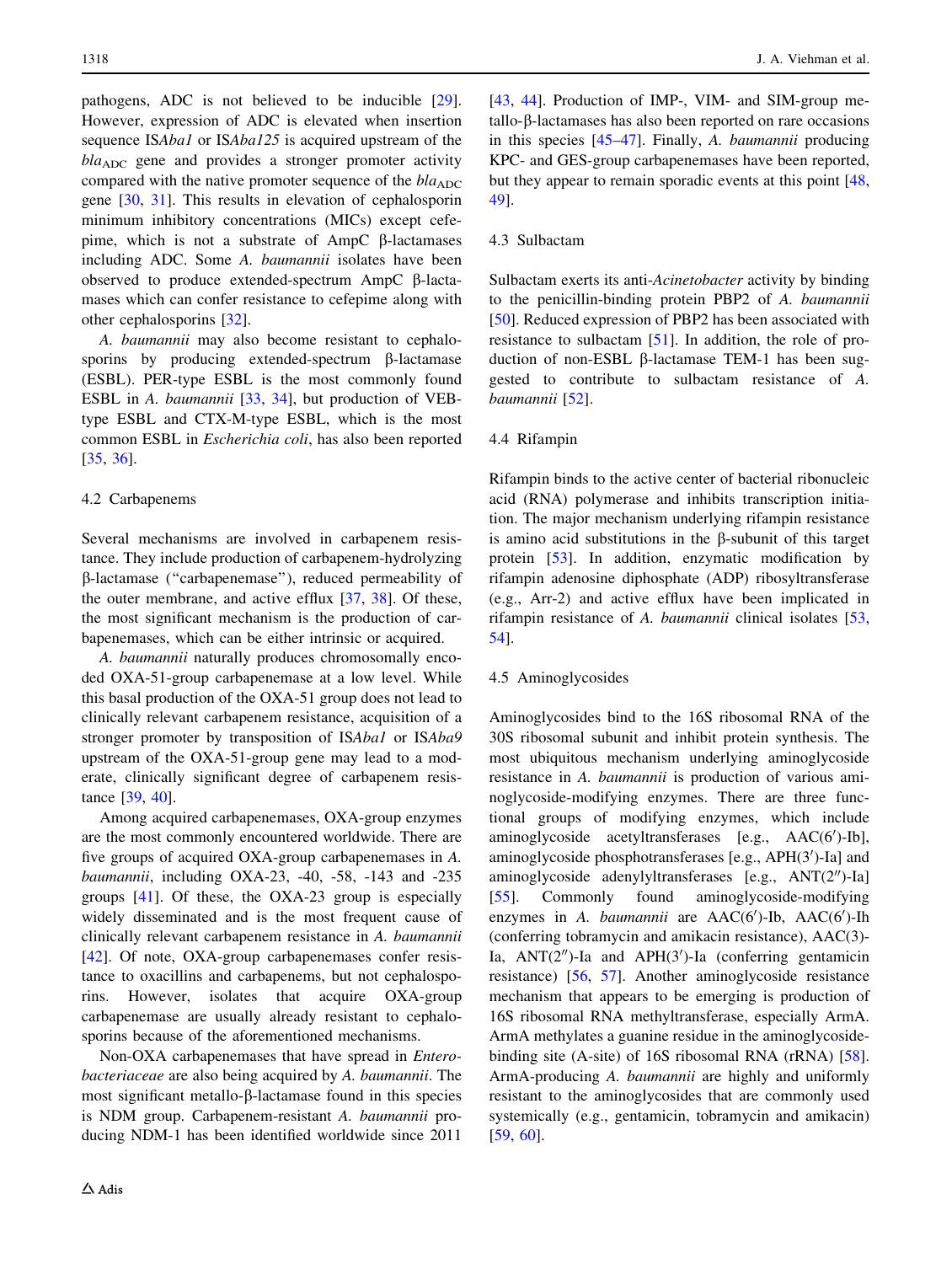pathogens, ADC is not believed to be inducible [29]. However, expression of ADC is elevated when insertion sequence IS*Aba1* or IS*Aba125* is acquired upstream of the $bla_{ADC}$ gene and provides a stronger promoter activity compared with the native promoter sequence of the $bla_{ADC}$ gene [30, 31]. This results in elevation of cephalosporin minimum inhibitory concentrations (MICs) except cefepime, which is not a substrate of AmpC β-lactamases including ADC. Some *A. baumannii* isolates have been observed to produce extended-spectrum AmpC β-lactamases which can confer resistance to cefepime along with other cephalosporins [32].

*A. baumannii* may also become resistant to cephalosporins by producing extended-spectrum β-lactamase (ESBL). PER-type ESBL is the most commonly found ESBL in *A. baumannii* [33, 34], but production of VEB-type ESBL and CTX-M-type ESBL, which is the most common ESBL in *Escherichia coli*, has also been reported [35, 36].

### 4.2 Carbapenems

Several mechanisms are involved in carbapenem resistance. They include production of carbapenem-hydrolyzing β-lactamase ("carbapenemase"), reduced permeability of the outer membrane, and active efflux [37, 38]. Of these, the most significant mechanism is the production of carbapenemases, which can be either intrinsic or acquired.

*A. baumannii* naturally produces chromosomally encoded OXA-51-group carbapenemase at a low level. While this basal production of the OXA-51 group does not lead to clinically relevant carbapenem resistance, acquisition of a stronger promoter by transposition of IS*Aba1* or IS*Aba9* upstream of the OXA-51-group gene may lead to a moderate, clinically significant degree of carbapenem resistance [39, 40].

Among acquired carbapenemases, OXA-group enzymes are the most commonly encountered worldwide. There are five groups of acquired OXA-group carbapenemases in *A. baumannii*, including OXA-23, -40, -58, -143 and -235 groups [41]. Of these, the OXA-23 group is especially widely disseminated and is the most frequent cause of clinically relevant carbapenem resistance in *A. baumannii* [42]. Of note, OXA-group carbapenemases confer resistance to oxacillins and carbapenems, but not cephalosporins. However, isolates that acquire OXA-group carbapenemase are usually already resistant to cephalosporins because of the aforementioned mechanisms.

Non-OXA carbapenemases that have spread in *Enterobacteriaceae* are also being acquired by *A. baumannii*. The most significant metallo-β-lactamase found in this species is NDM group. Carbapenem-resistant *A. baumannii* producing NDM-1 has been identified worldwide since 2011 [43, 44]. Production of IMP-, VIM- and SIM-group metallo-β-lactamases has also been reported on rare occasions in this species [45–47]. Finally, *A. baumannii* producing KPC- and GES-group carbapenemases have been reported, but they appear to remain sporadic events at this point [48, 49].

### 4.3 Sulbactam

Sulbactam exerts its anti-*Acinetobacter* activity by binding to the penicillin-binding protein PBP2 of *A. baumannii* [50]. Reduced expression of PBP2 has been associated with resistance to sulbactam [51]. In addition, the role of production of non-ESBL β-lactamase TEM-1 has been suggested to contribute to sulbactam resistance of *A. baumannii* [52].

### 4.4 Rifampin

Rifampin binds to the active center of bacterial ribonucleic acid (RNA) polymerase and inhibits transcription initiation. The major mechanism underlying rifampin resistance is amino acid substitutions in the β-subunit of this target protein [53]. In addition, enzymatic modification by rifampin adenosine diphosphate (ADP) ribosyltransferase (e.g., Arr-2) and active efflux have been implicated in rifampin resistance of *A. baumannii* clinical isolates [53, 54].

### 4.5 Aminoglycosides

Aminoglycosides bind to the 16S ribosomal RNA of the 30S ribosomal subunit and inhibit protein synthesis. The most ubiquitous mechanism underlying aminoglycoside resistance in *A. baumannii* is production of various aminoglycoside-modifying enzymes. There are three functional groups of modifying enzymes, which include aminoglycoside acetyltransferases [e.g., AAC(6′)-Ib], aminoglycoside phosphotransferases [e.g., APH(3′)-Ia] and aminoglycoside adenylyltransferases [e.g., ANT(2″)-Ia] [55]. Commonly found aminoglycoside-modifying enzymes in *A. baumannii* are AAC(6′)-Ib, AAC(6′)-Ih (conferring tobramycin and amikacin resistance), AAC(3)-Ia, ANT(2″)-Ia and APH(3′)-Ia (conferring gentamicin resistance) [56, 57]. Another aminoglycoside resistance mechanism that appears to be emerging is production of 16S ribosomal RNA methyltransferase, especially ArmA. ArmA methylates a guanine residue in the aminoglycoside-binding site (A-site) of 16S ribosomal RNA (rRNA) [58]. ArmA-producing *A. baumannii* are highly and uniformly resistant to the aminoglycosides that are commonly used systemically (e.g., gentamicin, tobramycin and amikacin) [59, 60].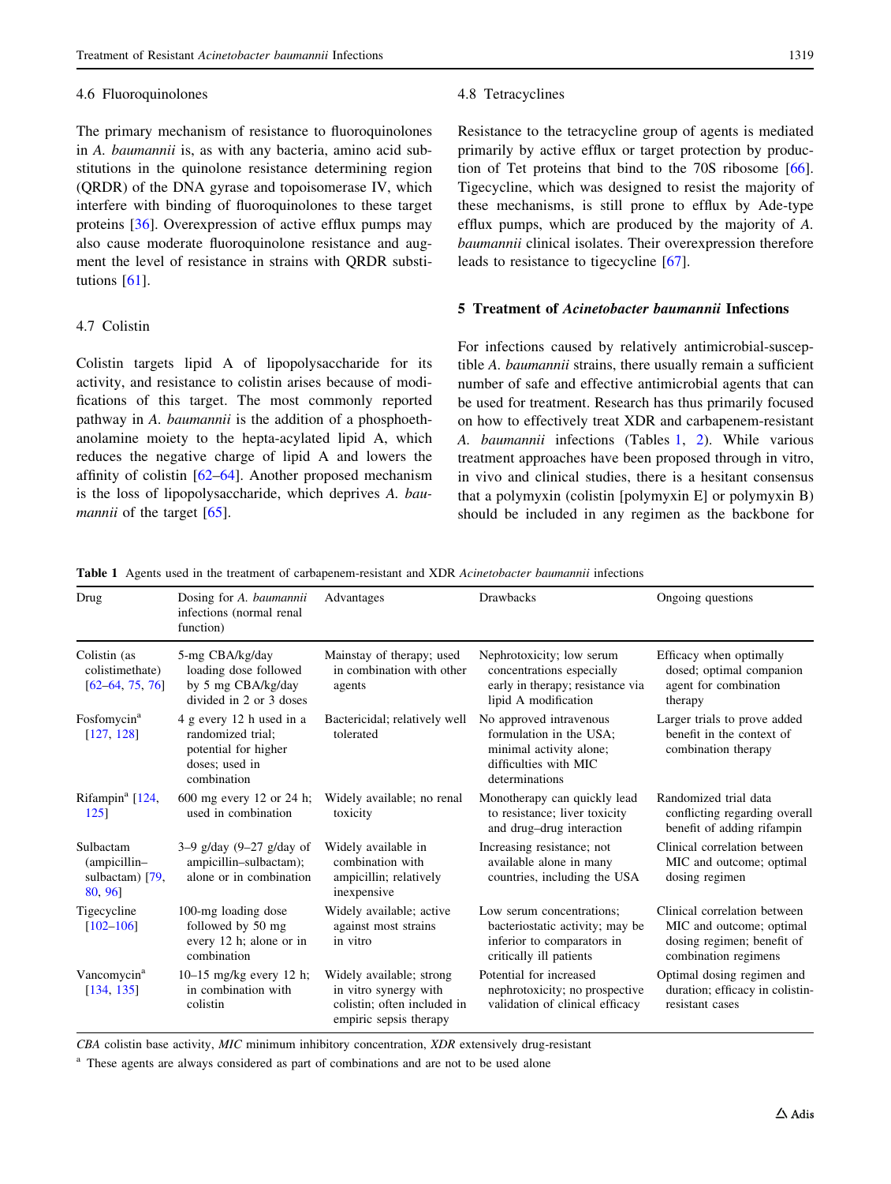### 4.6 Fluoroquinolones

The primary mechanism of resistance to fluoroquinolones in *A. baumannii* is, as with any bacteria, amino acid substitutions in the quinolone resistance determining region (QRDR) of the DNA gyrase and topoisomerase IV, which interfere with binding of fluoroquinolones to these target proteins [36]. Overexpression of active efflux pumps may also cause moderate fluoroquinolone resistance and augment the level of resistance in strains with QRDR substitutions [61].

### 4.7 Colistin

Colistin targets lipid A of lipopolysaccharide for its activity, and resistance to colistin arises because of modifications of this target. The most commonly reported pathway in *A. baumannii* is the addition of a phosphoethanolamine moiety to the hepta-acylated lipid A, which reduces the negative charge of lipid A and lowers the affinity of colistin [62–64]. Another proposed mechanism is the loss of lipopolysaccharide, which deprives *A. baumannii* of the target [65].

### 4.8 Tetracyclines

Resistance to the tetracycline group of agents is mediated primarily by active efflux or target protection by production of Tet proteins that bind to the 70S ribosome [66]. Tigecycline, which was designed to resist the majority of these mechanisms, is still prone to efflux by Ade-type efflux pumps, which are produced by the majority of *A. baumannii* clinical isolates. Their overexpression therefore leads to resistance to tigecycline [67].

## 5 Treatment of *Acinetobacter baumannii* Infections

For infections caused by relatively antimicrobial-susceptible *A. baumannii* strains, there usually remain a sufficient number of safe and effective antimicrobial agents that can be used for treatment. Research has thus primarily focused on how to effectively treat XDR and carbapenem-resistant *A. baumannii* infections (Tables 1, 2). While various treatment approaches have been proposed through in vitro, in vivo and clinical studies, there is a hesitant consensus that a polymyxin (colistin [polymyxin E] or polymyxin B) should be included in any regimen as the backbone for

**Table 1** Agents used in the treatment of carbapenem-resistant and XDR *Acinetobacter baumannii* infections

| Drug | Dosing for *A. baumannii* infections (normal renal function) | Advantages | Drawbacks | Ongoing questions |
|---|---|---|---|---|
| Colistin (as colistimethate) [62–64, 75, 76] | 5-mg CBA/kg/day loading dose followed by 5 mg CBA/kg/day divided in 2 or 3 doses | Mainstay of therapy; used in combination with other agents | Nephrotoxicity; low serum concentrations especially early in therapy; resistance via lipid A modification | Efficacy when optimally dosed; optimal companion agent for combination therapy |
| Fosfomycin[a] [127, 128] | 4 g every 12 h used in a randomized trial; potential for higher doses; used in combination | Bactericidal; relatively well tolerated | No approved intravenous formulation in the USA; minimal activity alone; difficulties with MIC determinations | Larger trials to prove added benefit in the context of combination therapy |
| Rifampin[a] [124, 125] | 600 mg every 12 or 24 h; used in combination | Widely available; no renal toxicity | Monotherapy can quickly lead to resistance; liver toxicity and drug–drug interaction | Randomized trial data conflicting regarding overall benefit of adding rifampin |
| Sulbactam (ampicillin–sulbactam) [79, 80, 96] | 3–9 g/day (9–27 g/day of ampicillin–sulbactam); alone or in combination | Widely available in combination with ampicillin; relatively inexpensive | Increasing resistance; not available alone in many countries, including the USA | Clinical correlation between MIC and outcome; optimal dosing regimen |
| Tigecycline [102–106] | 100-mg loading dose followed by 50 mg every 12 h; alone or in combination | Widely available; active against most strains in vitro | Low serum concentrations; bacteriostatic activity; may be inferior to comparators in critically ill patients | Clinical correlation between MIC and outcome; optimal dosing regimen; benefit of combination regimens |
| Vancomycin[a] [134, 135] | 10–15 mg/kg every 12 h; in combination with colistin | Widely available; strong in vitro synergy with colistin; often included in empiric sepsis therapy | Potential for increased nephrotoxicity; no prospective validation of clinical efficacy | Optimal dosing regimen and duration; efficacy in colistin-resistant cases |

*CBA* colistin base activity, *MIC* minimum inhibitory concentration, *XDR* extensively drug-resistant

[a] These agents are always considered as part of combinations and are not to be used alone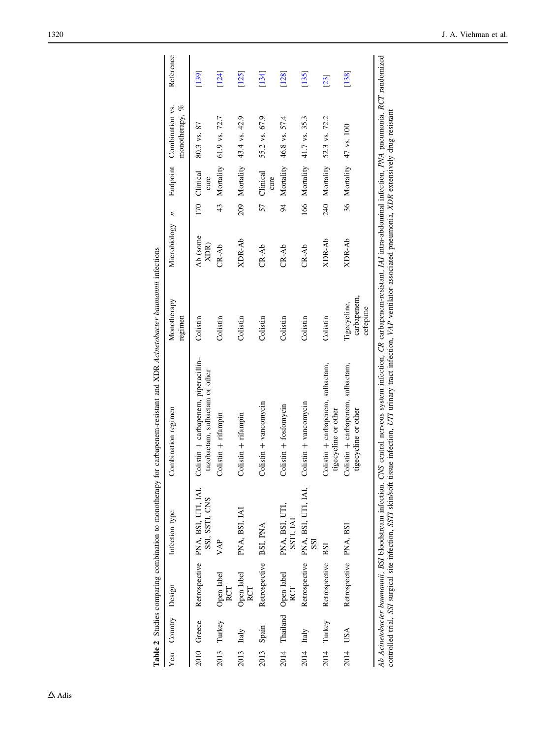**Table 2** Studies comparing combination to monotherapy for carbapenem-resistant and XDR *Acinetobacter baumannii* infections

| Year | Country | Design | Infection type | Combination regimen | Monotherapy regimen | Microbiology | *n* | Endpoint | Combination vs. monotherapy, % | Reference |
|---|---|---|---|---|---|---|---|---|---|---|
| 2010 | Greece | Retrospective | PNA, BSI, UTI, IAI, SSI, SSTI, CNS | Colistin + carbapenem, piperacillin–tazobactam, sulbactam or other | Colistin | Ab (some XDR) | 170 | Clinical cure | 80.3 vs. 87 | [139] |
| 2013 | Turkey | Open label RCT | VAP | Colistin + rifampin | Colistin | CR-Ab | 43 | Mortality | 61.9 vs. 72.7 | [124] |
| 2013 | Italy | Open label RCT | PNA, BSI, IAI | Colistin + rifampin | Colistin | XDR-Ab | 209 | Mortality | 43.4 vs. 42.9 | [125] |
| 2013 | Spain | Retrospective | BSI, PNA | Colistin + vancomycin | Colistin | CR-Ab | 57 | Clinical cure | 55.2 vs. 67.9 | [134] |
| 2014 | Thailand | Open label RCT | PNA, BSI, UTI, SSTI, IAI | Colistin + fosfomycin | Colistin | CR-Ab | 94 | Mortality | 46.8 vs. 57.4 | [128] |
| 2014 | Italy | Retrospective | PNA, BSI, UTI, IAI, SSI | Colistin + vancomycin | Colistin | CR-Ab | 166 | Mortality | 41.7 vs. 35.3 | [135] |
| 2014 | Turkey | Retrospective | BSI | Colistin + carbapenem, sulbactam, tigecycline or other | Colistin | XDR-Ab | 240 | Mortality | 52.3 vs. 72.2 | [23] |
| 2014 | USA | Retrospective | PNA, BSI | Colistin + carbapenem, sulbactam, tigecycline or other | Tigecycline, carbapenem, cefepime | XDR-Ab | 36 | Mortality | 47 vs. 100 | [138] |

*Ab Acinetobacter baumannii*, *BSI* bloodstream infection, *CNS* central nervous system infection, *CR* carbapenem-resistant, *IAI* intra-abdominal infection, *PNA* pneumonia, *RCT* randomized controlled trial, *SSI* surgical site infection, *SSTI* skin/soft tissue infection, *UTI* urinary tract infection, *VAP* ventilator-associated pneumonia, *XDR* extensively drug-resistant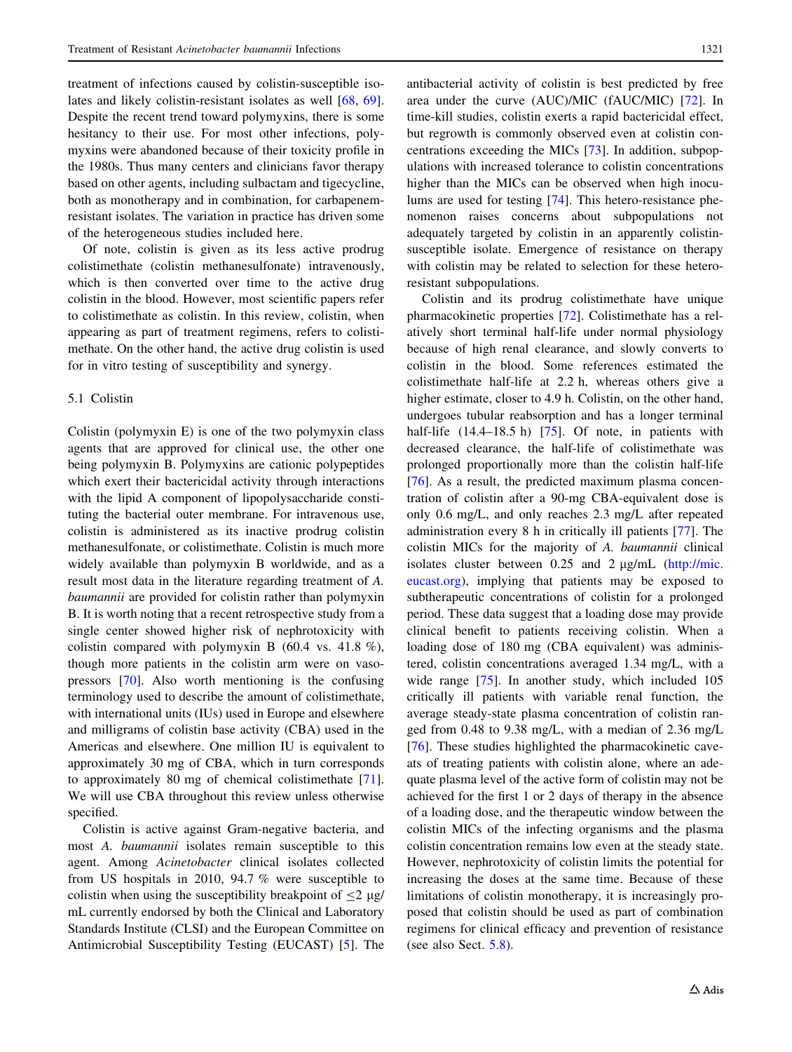treatment of infections caused by colistin-susceptible isolates and likely colistin-resistant isolates as well [68, 69]. Despite the recent trend toward polymyxins, there is some hesitancy to their use. For most other infections, polymyxins were abandoned because of their toxicity profile in the 1980s. Thus many centers and clinicians favor therapy based on other agents, including sulbactam and tigecycline, both as monotherapy and in combination, for carbapenem-resistant isolates. The variation in practice has driven some of the heterogeneous studies included here.

Of note, colistin is given as its less active prodrug colistimethate (colistin methanesulfonate) intravenously, which is then converted over time to the active drug colistin in the blood. However, most scientific papers refer to colistimethate as colistin. In this review, colistin, when appearing as part of treatment regimens, refers to colistimethate. On the other hand, the active drug colistin is used for in vitro testing of susceptibility and synergy.

### 5.1 Colistin

Colistin (polymyxin E) is one of the two polymyxin class agents that are approved for clinical use, the other one being polymyxin B. Polymyxins are cationic polypeptides which exert their bactericidal activity through interactions with the lipid A component of lipopolysaccharide constituting the bacterial outer membrane. For intravenous use, colistin is administered as its inactive prodrug colistin methanesulfonate, or colistimethate. Colistin is much more widely available than polymyxin B worldwide, and as a result most data in the literature regarding treatment of *A. baumannii* are provided for colistin rather than polymyxin B. It is worth noting that a recent retrospective study from a single center showed higher risk of nephrotoxicity with colistin compared with polymyxin B (60.4 vs. 41.8 %), though more patients in the colistin arm were on vasopressors [70]. Also worth mentioning is the confusing terminology used to describe the amount of colistimethate, with international units (IUs) used in Europe and elsewhere and milligrams of colistin base activity (CBA) used in the Americas and elsewhere. One million IU is equivalent to approximately 30 mg of CBA, which in turn corresponds to approximately 80 mg of chemical colistimethate [71]. We will use CBA throughout this review unless otherwise specified.

Colistin is active against Gram-negative bacteria, and most *A. baumannii* isolates remain susceptible to this agent. Among *Acinetobacter* clinical isolates collected from US hospitals in 2010, 94.7 % were susceptible to colistin when using the susceptibility breakpoint of ≤2 μg/mL currently endorsed by both the Clinical and Laboratory Standards Institute (CLSI) and the European Committee on Antimicrobial Susceptibility Testing (EUCAST) [5]. The antibacterial activity of colistin is best predicted by free area under the curve (AUC)/MIC (fAUC/MIC) [72]. In time-kill studies, colistin exerts a rapid bactericidal effect, but regrowth is commonly observed even at colistin concentrations exceeding the MICs [73]. In addition, subpopulations with increased tolerance to colistin concentrations higher than the MICs can be observed when high inoculums are used for testing [74]. This hetero-resistance phenomenon raises concerns about subpopulations not adequately targeted by colistin in an apparently colistin-susceptible isolate. Emergence of resistance on therapy with colistin may be related to selection for these hetero-resistant subpopulations.

Colistin and its prodrug colistimethate have unique pharmacokinetic properties [72]. Colistimethate has a relatively short terminal half-life under normal physiology because of high renal clearance, and slowly converts to colistin in the blood. Some references estimated the colistimethate half-life at 2.2 h, whereas others give a higher estimate, closer to 4.9 h. Colistin, on the other hand, undergoes tubular reabsorption and has a longer terminal half-life (14.4–18.5 h) [75]. Of note, in patients with decreased clearance, the half-life of colistimethate was prolonged proportionally more than the colistin half-life [76]. As a result, the predicted maximum plasma concentration of colistin after a 90-mg CBA-equivalent dose is only 0.6 mg/L, and only reaches 2.3 mg/L after repeated administration every 8 h in critically ill patients [77]. The colistin MICs for the majority of *A. baumannii* clinical isolates cluster between 0.25 and 2 μg/mL (http://mic.eucast.org), implying that patients may be exposed to subtherapeutic concentrations of colistin for a prolonged period. These data suggest that a loading dose may provide clinical benefit to patients receiving colistin. When a loading dose of 180 mg (CBA equivalent) was administered, colistin concentrations averaged 1.34 mg/L, with a wide range [75]. In another study, which included 105 critically ill patients with variable renal function, the average steady-state plasma concentration of colistin ranged from 0.48 to 9.38 mg/L, with a median of 2.36 mg/L [76]. These studies highlighted the pharmacokinetic caveats of treating patients with colistin alone, where an adequate plasma level of the active form of colistin may not be achieved for the first 1 or 2 days of therapy in the absence of a loading dose, and the therapeutic window between the colistin MICs of the infecting organisms and the plasma colistin concentration remains low even at the steady state. However, nephrotoxicity of colistin limits the potential for increasing the doses at the same time. Because of these limitations of colistin monotherapy, it is increasingly proposed that colistin should be used as part of combination regimens for clinical efficacy and prevention of resistance (see also Sect. 5.8).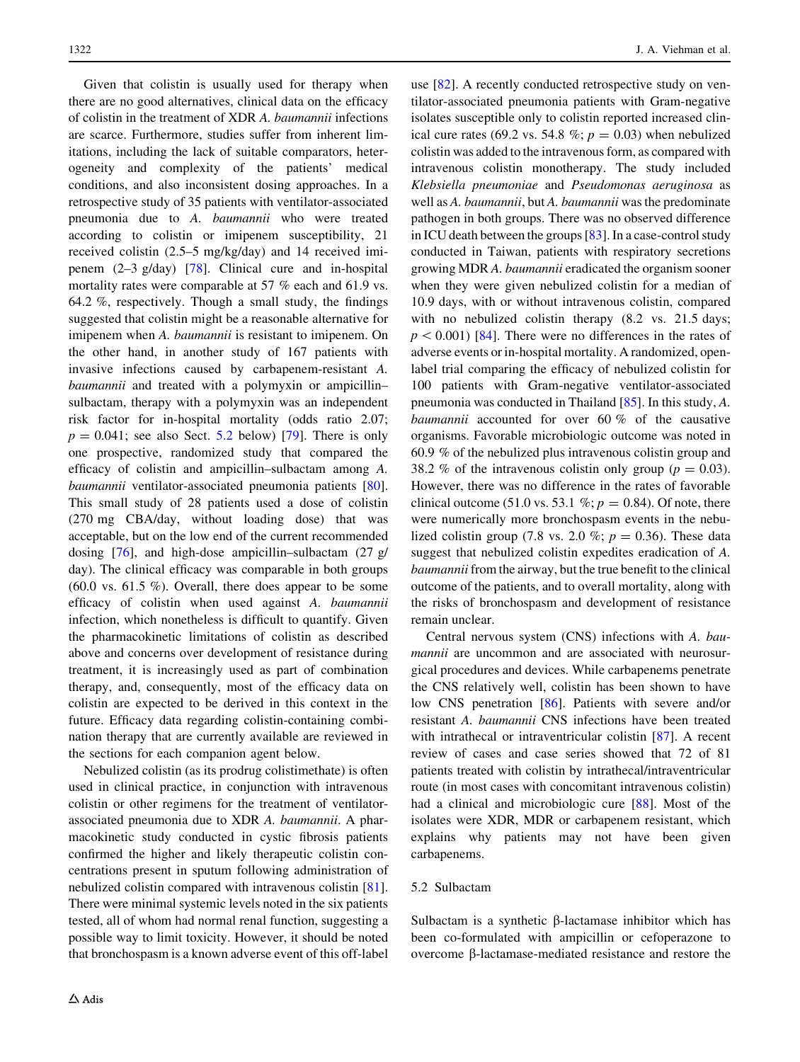Given that colistin is usually used for therapy when there are no good alternatives, clinical data on the efficacy of colistin in the treatment of XDR *A. baumannii* infections are scarce. Furthermore, studies suffer from inherent limitations, including the lack of suitable comparators, heterogeneity and complexity of the patients' medical conditions, and also inconsistent dosing approaches. In a retrospective study of 35 patients with ventilator-associated pneumonia due to *A. baumannii* who were treated according to colistin or imipenem susceptibility, 21 received colistin (2.5–5 mg/kg/day) and 14 received imipenem (2–3 g/day) [78]. Clinical cure and in-hospital mortality rates were comparable at 57 % each and 61.9 vs. 64.2 %, respectively. Though a small study, the findings suggested that colistin might be a reasonable alternative for imipenem when *A. baumannii* is resistant to imipenem. On the other hand, in another study of 167 patients with invasive infections caused by carbapenem-resistant *A. baumannii* and treated with a polymyxin or ampicillin–sulbactam, therapy with a polymyxin was an independent risk factor for in-hospital mortality (odds ratio 2.07; $p = 0.041$; see also Sect. 5.2 below) [79]. There is only one prospective, randomized study that compared the efficacy of colistin and ampicillin–sulbactam among *A. baumannii* ventilator-associated pneumonia patients [80]. This small study of 28 patients used a dose of colistin (270 mg CBA/day, without loading dose) that was acceptable, but on the low end of the current recommended dosing [76], and high-dose ampicillin–sulbactam (27 g/day). The clinical efficacy was comparable in both groups (60.0 vs. 61.5 %). Overall, there does appear to be some efficacy of colistin when used against *A. baumannii* infection, which nonetheless is difficult to quantify. Given the pharmacokinetic limitations of colistin as described above and concerns over development of resistance during treatment, it is increasingly used as part of combination therapy, and, consequently, most of the efficacy data on colistin are expected to be derived in this context in the future. Efficacy data regarding colistin-containing combination therapy that are currently available are reviewed in the sections for each companion agent below.

Nebulized colistin (as its prodrug colistimethate) is often used in clinical practice, in conjunction with intravenous colistin or other regimens for the treatment of ventilator-associated pneumonia due to XDR *A. baumannii*. A pharmacokinetic study conducted in cystic fibrosis patients confirmed the higher and likely therapeutic colistin concentrations present in sputum following administration of nebulized colistin compared with intravenous colistin [81]. There were minimal systemic levels noted in the six patients tested, all of whom had normal renal function, suggesting a possible way to limit toxicity. However, it should be noted that bronchospasm is a known adverse event of this off-label use [82]. A recently conducted retrospective study on ventilator-associated pneumonia patients with Gram-negative isolates susceptible only to colistin reported increased clinical cure rates (69.2 vs. 54.8 %; $p = 0.03$) when nebulized colistin was added to the intravenous form, as compared with intravenous colistin monotherapy. The study included *Klebsiella pneumoniae* and *Pseudomonas aeruginosa* as well as *A. baumannii*, but *A. baumannii* was the predominate pathogen in both groups. There was no observed difference in ICU death between the groups [83]. In a case-control study conducted in Taiwan, patients with respiratory secretions growing MDR *A. baumannii* eradicated the organism sooner when they were given nebulized colistin for a median of 10.9 days, with or without intravenous colistin, compared with no nebulized colistin therapy (8.2 vs. 21.5 days; $p < 0.001$) [84]. There were no differences in the rates of adverse events or in-hospital mortality. A randomized, open-label trial comparing the efficacy of nebulized colistin for 100 patients with Gram-negative ventilator-associated pneumonia was conducted in Thailand [85]. In this study, *A. baumannii* accounted for over 60 % of the causative organisms. Favorable microbiologic outcome was noted in 60.9 % of the nebulized plus intravenous colistin group and 38.2 % of the intravenous colistin only group ($p = 0.03$). However, there was no difference in the rates of favorable clinical outcome (51.0 vs. 53.1 %; $p = 0.84$). Of note, there were numerically more bronchospasm events in the nebulized colistin group (7.8 vs. 2.0 %; $p = 0.36$). These data suggest that nebulized colistin expedites eradication of *A. baumannii* from the airway, but the true benefit to the clinical outcome of the patients, and to overall mortality, along with the risks of bronchospasm and development of resistance remain unclear.

Central nervous system (CNS) infections with *A. baumannii* are uncommon and are associated with neurosurgical procedures and devices. While carbapenems penetrate the CNS relatively well, colistin has been shown to have low CNS penetration [86]. Patients with severe and/or resistant *A. baumannii* CNS infections have been treated with intrathecal or intraventricular colistin [87]. A recent review of cases and case series showed that 72 of 81 patients treated with colistin by intrathecal/intraventricular route (in most cases with concomitant intravenous colistin) had a clinical and microbiologic cure [88]. Most of the isolates were XDR, MDR or carbapenem resistant, which explains why patients may not have been given carbapenems.

### 5.2 Sulbactam

Sulbactam is a synthetic β-lactamase inhibitor which has been co-formulated with ampicillin or cefoperazone to overcome β-lactamase-mediated resistance and restore the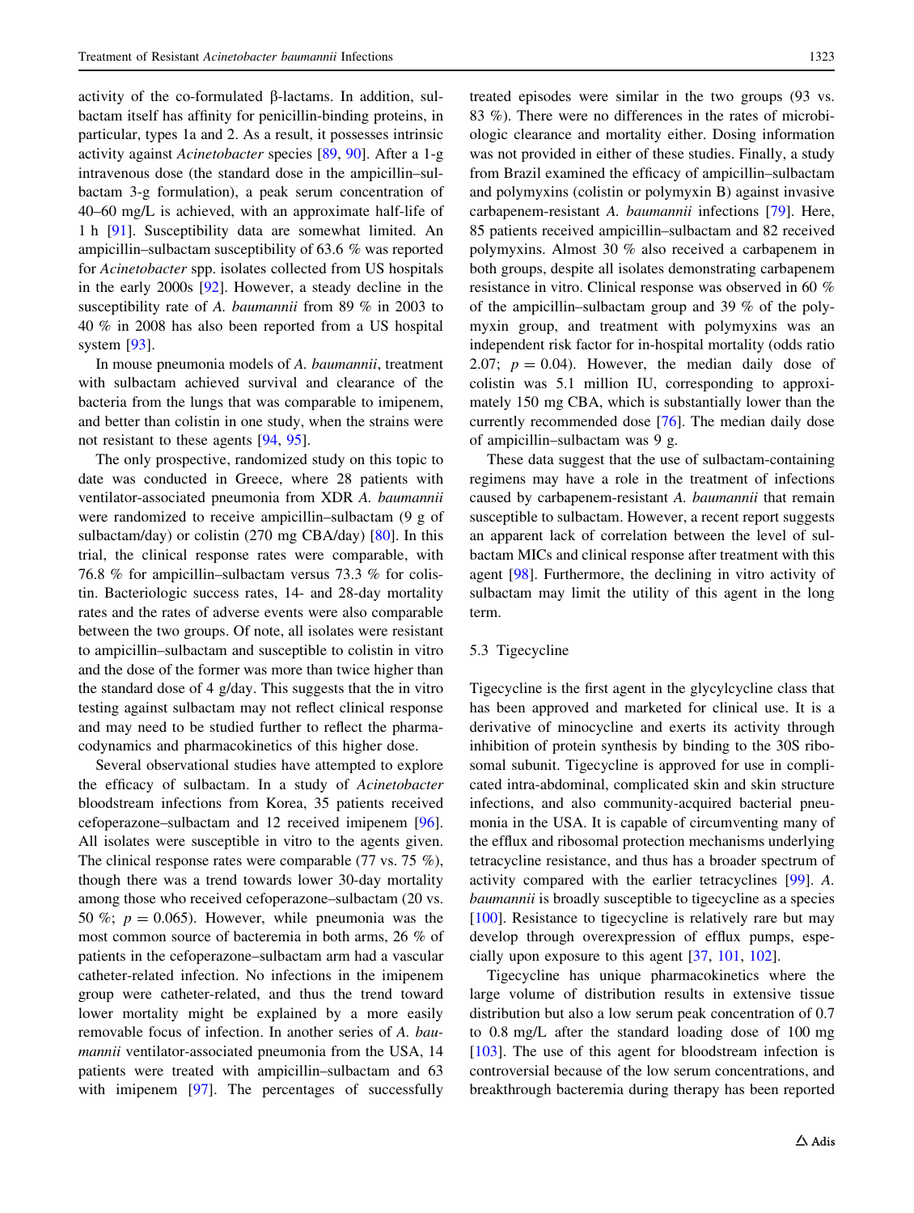activity of the co-formulated β-lactams. In addition, sulbactam itself has affinity for penicillin-binding proteins, in particular, types 1a and 2. As a result, it possesses intrinsic activity against *Acinetobacter* species [89, 90]. After a 1-g intravenous dose (the standard dose in the ampicillin–sulbactam 3-g formulation), a peak serum concentration of 40–60 mg/L is achieved, with an approximate half-life of 1 h [91]. Susceptibility data are somewhat limited. An ampicillin–sulbactam susceptibility of 63.6 % was reported for *Acinetobacter* spp. isolates collected from US hospitals in the early 2000s [92]. However, a steady decline in the susceptibility rate of *A. baumannii* from 89 % in 2003 to 40 % in 2008 has also been reported from a US hospital system [93].

In mouse pneumonia models of *A. baumannii*, treatment with sulbactam achieved survival and clearance of the bacteria from the lungs that was comparable to imipenem, and better than colistin in one study, when the strains were not resistant to these agents [94, 95].

The only prospective, randomized study on this topic to date was conducted in Greece, where 28 patients with ventilator-associated pneumonia from XDR *A. baumannii* were randomized to receive ampicillin–sulbactam (9 g of sulbactam/day) or colistin (270 mg CBA/day) [80]. In this trial, the clinical response rates were comparable, with 76.8 % for ampicillin–sulbactam versus 73.3 % for colistin. Bacteriologic success rates, 14- and 28-day mortality rates and the rates of adverse events were also comparable between the two groups. Of note, all isolates were resistant to ampicillin–sulbactam and susceptible to colistin in vitro and the dose of the former was more than twice higher than the standard dose of 4 g/day. This suggests that the in vitro testing against sulbactam may not reflect clinical response and may need to be studied further to reflect the pharmacodynamics and pharmacokinetics of this higher dose.

Several observational studies have attempted to explore the efficacy of sulbactam. In a study of *Acinetobacter* bloodstream infections from Korea, 35 patients received cefoperazone–sulbactam and 12 received imipenem [96]. All isolates were susceptible in vitro to the agents given. The clinical response rates were comparable (77 vs. 75 %), though there was a trend towards lower 30-day mortality among those who received cefoperazone–sulbactam (20 vs. 50 %; $p = 0.065$). However, while pneumonia was the most common source of bacteremia in both arms, 26 % of patients in the cefoperazone–sulbactam arm had a vascular catheter-related infection. No infections in the imipenem group were catheter-related, and thus the trend toward lower mortality might be explained by a more easily removable focus of infection. In another series of *A. baumannii* ventilator-associated pneumonia from the USA, 14 patients were treated with ampicillin–sulbactam and 63 with imipenem [97]. The percentages of successfully treated episodes were similar in the two groups (93 vs. 83 %). There were no differences in the rates of microbiologic clearance and mortality either. Dosing information was not provided in either of these studies. Finally, a study from Brazil examined the efficacy of ampicillin–sulbactam and polymyxins (colistin or polymyxin B) against invasive carbapenem-resistant *A. baumannii* infections [79]. Here, 85 patients received ampicillin–sulbactam and 82 received polymyxins. Almost 30 % also received a carbapenem in both groups, despite all isolates demonstrating carbapenem resistance in vitro. Clinical response was observed in 60 % of the ampicillin–sulbactam group and 39 % of the polymyxin group, and treatment with polymyxins was an independent risk factor for in-hospital mortality (odds ratio 2.07; $p = 0.04$). However, the median daily dose of colistin was 5.1 million IU, corresponding to approximately 150 mg CBA, which is substantially lower than the currently recommended dose [76]. The median daily dose of ampicillin–sulbactam was 9 g.

These data suggest that the use of sulbactam-containing regimens may have a role in the treatment of infections caused by carbapenem-resistant *A. baumannii* that remain susceptible to sulbactam. However, a recent report suggests an apparent lack of correlation between the level of sulbactam MICs and clinical response after treatment with this agent [98]. Furthermore, the declining in vitro activity of sulbactam may limit the utility of this agent in the long term.

### 5.3 Tigecycline

Tigecycline is the first agent in the glycylcycline class that has been approved and marketed for clinical use. It is a derivative of minocycline and exerts its activity through inhibition of protein synthesis by binding to the 30S ribosomal subunit. Tigecycline is approved for use in complicated intra-abdominal, complicated skin and skin structure infections, and also community-acquired bacterial pneumonia in the USA. It is capable of circumventing many of the efflux and ribosomal protection mechanisms underlying tetracycline resistance, and thus has a broader spectrum of activity compared with the earlier tetracyclines [99]. *A. baumannii* is broadly susceptible to tigecycline as a species [100]. Resistance to tigecycline is relatively rare but may develop through overexpression of efflux pumps, especially upon exposure to this agent [37, 101, 102].

Tigecycline has unique pharmacokinetics where the large volume of distribution results in extensive tissue distribution but also a low serum peak concentration of 0.7 to 0.8 mg/L after the standard loading dose of 100 mg [103]. The use of this agent for bloodstream infection is controversial because of the low serum concentrations, and breakthrough bacteremia during therapy has been reported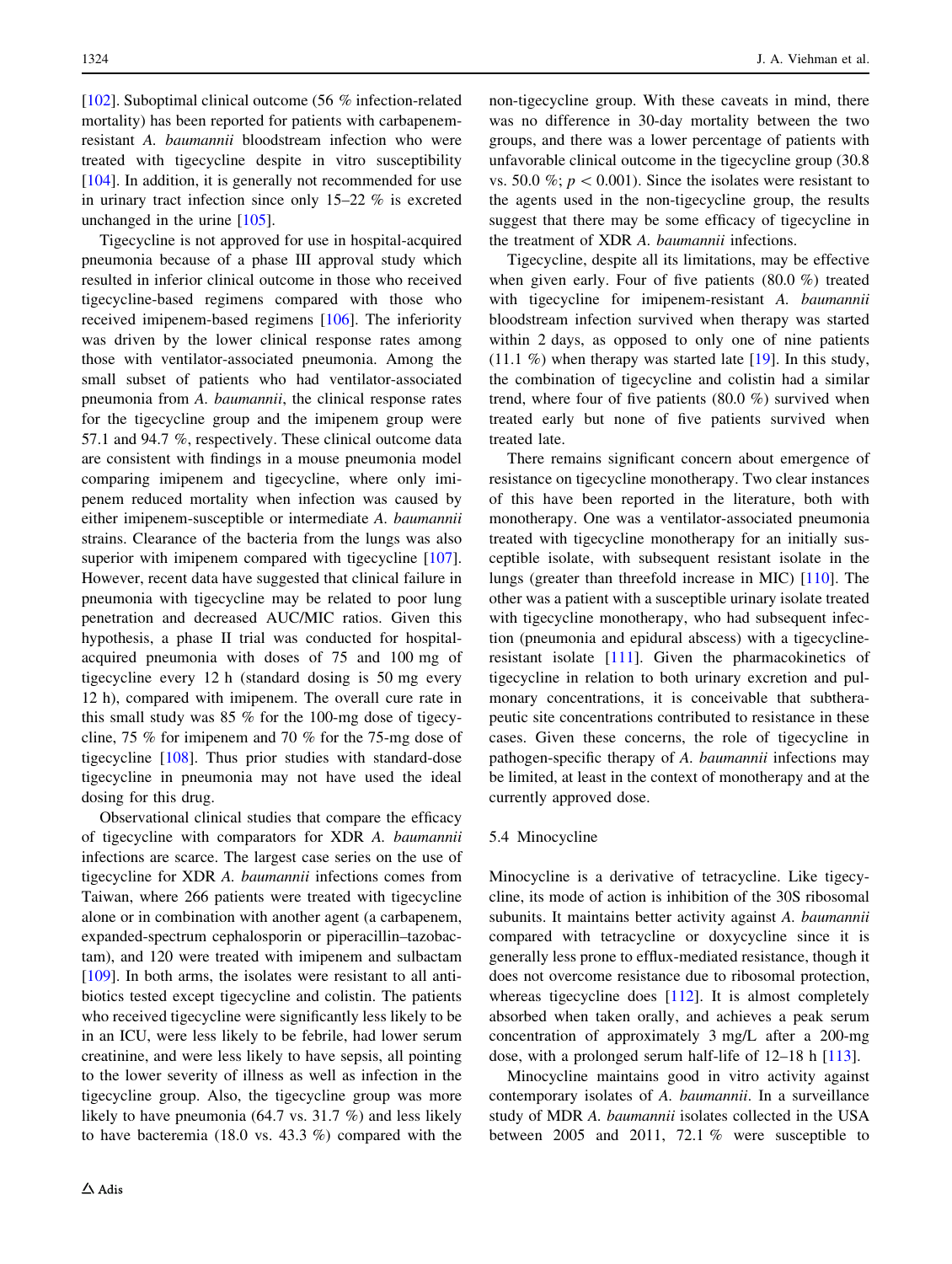[102]. Suboptimal clinical outcome (56 % infection-related mortality) has been reported for patients with carbapenem-resistant *A. baumannii* bloodstream infection who were treated with tigecycline despite in vitro susceptibility [104]. In addition, it is generally not recommended for use in urinary tract infection since only 15–22 % is excreted unchanged in the urine [105].

Tigecycline is not approved for use in hospital-acquired pneumonia because of a phase III approval study which resulted in inferior clinical outcome in those who received tigecycline-based regimens compared with those who received imipenem-based regimens [106]. The inferiority was driven by the lower clinical response rates among those with ventilator-associated pneumonia. Among the small subset of patients who had ventilator-associated pneumonia from *A. baumannii*, the clinical response rates for the tigecycline group and the imipenem group were 57.1 and 94.7 %, respectively. These clinical outcome data are consistent with findings in a mouse pneumonia model comparing imipenem and tigecycline, where only imipenem reduced mortality when infection was caused by either imipenem-susceptible or intermediate *A. baumannii* strains. Clearance of the bacteria from the lungs was also superior with imipenem compared with tigecycline [107]. However, recent data have suggested that clinical failure in pneumonia with tigecycline may be related to poor lung penetration and decreased AUC/MIC ratios. Given this hypothesis, a phase II trial was conducted for hospital-acquired pneumonia with doses of 75 and 100 mg of tigecycline every 12 h (standard dosing is 50 mg every 12 h), compared with imipenem. The overall cure rate in this small study was 85 % for the 100-mg dose of tigecycline, 75 % for imipenem and 70 % for the 75-mg dose of tigecycline [108]. Thus prior studies with standard-dose tigecycline in pneumonia may not have used the ideal dosing for this drug.

Observational clinical studies that compare the efficacy of tigecycline with comparators for XDR *A. baumannii* infections are scarce. The largest case series on the use of tigecycline for XDR *A. baumannii* infections comes from Taiwan, where 266 patients were treated with tigecycline alone or in combination with another agent (a carbapenem, expanded-spectrum cephalosporin or piperacillin–tazobactam), and 120 were treated with imipenem and sulbactam [109]. In both arms, the isolates were resistant to all antibiotics tested except tigecycline and colistin. The patients who received tigecycline were significantly less likely to be in an ICU, were less likely to be febrile, had lower serum creatinine, and were less likely to have sepsis, all pointing to the lower severity of illness as well as infection in the tigecycline group. Also, the tigecycline group was more likely to have pneumonia (64.7 vs. 31.7 %) and less likely to have bacteremia (18.0 vs. 43.3 %) compared with the non-tigecycline group. With these caveats in mind, there was no difference in 30-day mortality between the two groups, and there was a lower percentage of patients with unfavorable clinical outcome in the tigecycline group (30.8 vs. 50.0 %; $p < 0.001$). Since the isolates were resistant to the agents used in the non-tigecycline group, the results suggest that there may be some efficacy of tigecycline in the treatment of XDR *A. baumannii* infections.

Tigecycline, despite all its limitations, may be effective when given early. Four of five patients (80.0 %) treated with tigecycline for imipenem-resistant *A. baumannii* bloodstream infection survived when therapy was started within 2 days, as opposed to only one of nine patients (11.1 %) when therapy was started late [19]. In this study, the combination of tigecycline and colistin had a similar trend, where four of five patients (80.0 %) survived when treated early but none of five patients survived when treated late.

There remains significant concern about emergence of resistance on tigecycline monotherapy. Two clear instances of this have been reported in the literature, both with monotherapy. One was a ventilator-associated pneumonia treated with tigecycline monotherapy for an initially susceptible isolate, with subsequent resistant isolate in the lungs (greater than threefold increase in MIC) [110]. The other was a patient with a susceptible urinary isolate treated with tigecycline monotherapy, who had subsequent infection (pneumonia and epidural abscess) with a tigecycline-resistant isolate [111]. Given the pharmacokinetics of tigecycline in relation to both urinary excretion and pulmonary concentrations, it is conceivable that subtherapeutic site concentrations contributed to resistance in these cases. Given these concerns, the role of tigecycline in pathogen-specific therapy of *A. baumannii* infections may be limited, at least in the context of monotherapy and at the currently approved dose.

### 5.4 Minocycline

Minocycline is a derivative of tetracycline. Like tigecycline, its mode of action is inhibition of the 30S ribosomal subunits. It maintains better activity against *A. baumannii* compared with tetracycline or doxycycline since it is generally less prone to efflux-mediated resistance, though it does not overcome resistance due to ribosomal protection, whereas tigecycline does [112]. It is almost completely absorbed when taken orally, and achieves a peak serum concentration of approximately 3 mg/L after a 200-mg dose, with a prolonged serum half-life of 12–18 h [113].

Minocycline maintains good in vitro activity against contemporary isolates of *A. baumannii*. In a surveillance study of MDR *A. baumannii* isolates collected in the USA between 2005 and 2011, 72.1 % were susceptible to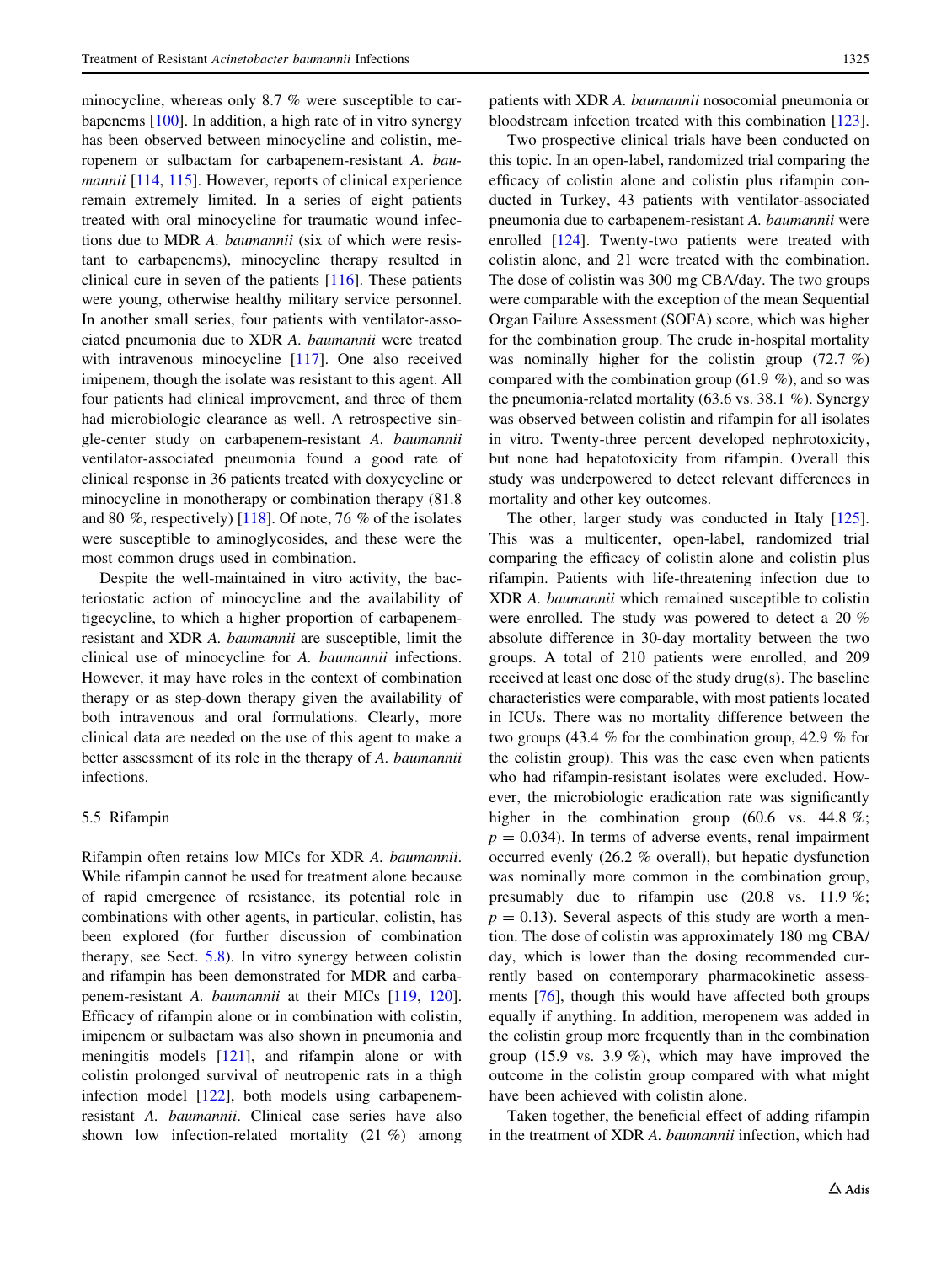minocycline, whereas only 8.7 % were susceptible to carbapenems [100]. In addition, a high rate of in vitro synergy has been observed between minocycline and colistin, meropenem or sulbactam for carbapenem-resistant *A. baumannii* [114, 115]. However, reports of clinical experience remain extremely limited. In a series of eight patients treated with oral minocycline for traumatic wound infections due to MDR *A. baumannii* (six of which were resistant to carbapenems), minocycline therapy resulted in clinical cure in seven of the patients [116]. These patients were young, otherwise healthy military service personnel. In another small series, four patients with ventilator-associated pneumonia due to XDR *A. baumannii* were treated with intravenous minocycline [117]. One also received imipenem, though the isolate was resistant to this agent. All four patients had clinical improvement, and three of them had microbiologic clearance as well. A retrospective single-center study on carbapenem-resistant *A. baumannii* ventilator-associated pneumonia found a good rate of clinical response in 36 patients treated with doxycycline or minocycline in monotherapy or combination therapy (81.8 and 80 %, respectively) [118]. Of note, 76 % of the isolates were susceptible to aminoglycosides, and these were the most common drugs used in combination.

Despite the well-maintained in vitro activity, the bacteriostatic action of minocycline and the availability of tigecycline, to which a higher proportion of carbapenem-resistant and XDR *A. baumannii* are susceptible, limit the clinical use of minocycline for *A. baumannii* infections. However, it may have roles in the context of combination therapy or as step-down therapy given the availability of both intravenous and oral formulations. Clearly, more clinical data are needed on the use of this agent to make a better assessment of its role in the therapy of *A. baumannii* infections.

### 5.5 Rifampin

Rifampin often retains low MICs for XDR *A. baumannii*. While rifampin cannot be used for treatment alone because of rapid emergence of resistance, its potential role in combinations with other agents, in particular, colistin, has been explored (for further discussion of combination therapy, see Sect. 5.8). In vitro synergy between colistin and rifampin has been demonstrated for MDR and carbapenem-resistant *A. baumannii* at their MICs [119, 120]. Efficacy of rifampin alone or in combination with colistin, imipenem or sulbactam was also shown in pneumonia and meningitis models [121], and rifampin alone or with colistin prolonged survival of neutropenic rats in a thigh infection model [122], both models using carbapenem-resistant *A. baumannii*. Clinical case series have also shown low infection-related mortality (21 %) among patients with XDR *A. baumannii* nosocomial pneumonia or bloodstream infection treated with this combination [123].

Two prospective clinical trials have been conducted on this topic. In an open-label, randomized trial comparing the efficacy of colistin alone and colistin plus rifampin conducted in Turkey, 43 patients with ventilator-associated pneumonia due to carbapenem-resistant *A. baumannii* were enrolled [124]. Twenty-two patients were treated with colistin alone, and 21 were treated with the combination. The dose of colistin was 300 mg CBA/day. The two groups were comparable with the exception of the mean Sequential Organ Failure Assessment (SOFA) score, which was higher for the combination group. The crude in-hospital mortality was nominally higher for the colistin group (72.7 %) compared with the combination group (61.9 %), and so was the pneumonia-related mortality (63.6 vs. 38.1 %). Synergy was observed between colistin and rifampin for all isolates in vitro. Twenty-three percent developed nephrotoxicity, but none had hepatotoxicity from rifampin. Overall this study was underpowered to detect relevant differences in mortality and other key outcomes.

The other, larger study was conducted in Italy [125]. This was a multicenter, open-label, randomized trial comparing the efficacy of colistin alone and colistin plus rifampin. Patients with life-threatening infection due to XDR *A. baumannii* which remained susceptible to colistin were enrolled. The study was powered to detect a 20 % absolute difference in 30-day mortality between the two groups. A total of 210 patients were enrolled, and 209 received at least one dose of the study drug(s). The baseline characteristics were comparable, with most patients located in ICUs. There was no mortality difference between the two groups (43.4 % for the combination group, 42.9 % for the colistin group). This was the case even when patients who had rifampin-resistant isolates were excluded. However, the microbiologic eradication rate was significantly higher in the combination group (60.6 vs. 44.8 %; $p = 0.034$). In terms of adverse events, renal impairment occurred evenly (26.2 % overall), but hepatic dysfunction was nominally more common in the combination group, presumably due to rifampin use (20.8 vs. 11.9 %; $p = 0.13$). Several aspects of this study are worth a mention. The dose of colistin was approximately 180 mg CBA/day, which is lower than the dosing recommended currently based on contemporary pharmacokinetic assessments [76], though this would have affected both groups equally if anything. In addition, meropenem was added in the colistin group more frequently than in the combination group (15.9 vs. 3.9 %), which may have improved the outcome in the colistin group compared with what might have been achieved with colistin alone.

Taken together, the beneficial effect of adding rifampin in the treatment of XDR *A. baumannii* infection, which had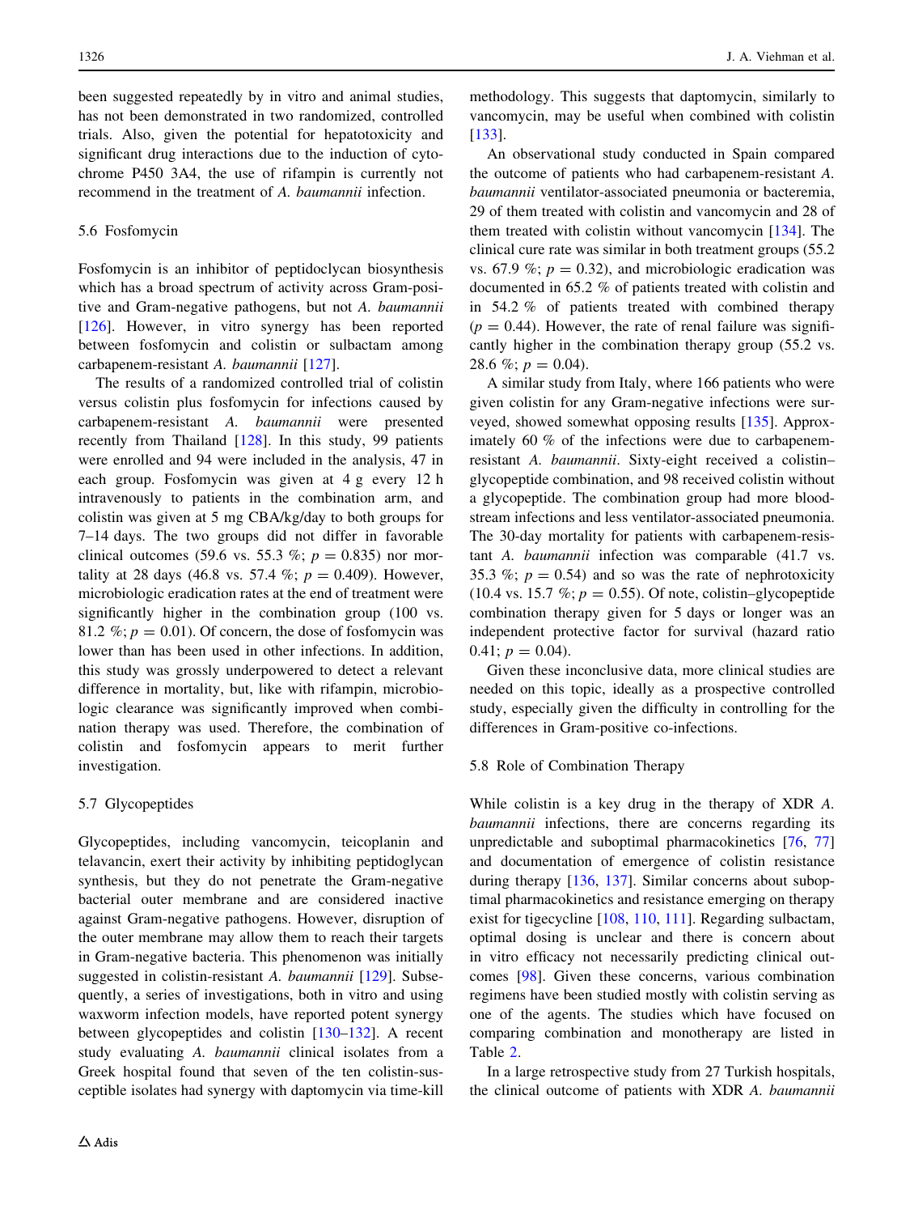been suggested repeatedly by in vitro and animal studies, has not been demonstrated in two randomized, controlled trials. Also, given the potential for hepatotoxicity and significant drug interactions due to the induction of cytochrome P450 3A4, the use of rifampin is currently not recommend in the treatment of *A. baumannii* infection.

### 5.6 Fosfomycin

Fosfomycin is an inhibitor of peptidoclycan biosynthesis which has a broad spectrum of activity across Gram-positive and Gram-negative pathogens, but not *A. baumannii* [126]. However, in vitro synergy has been reported between fosfomycin and colistin or sulbactam among carbapenem-resistant *A. baumannii* [127].

The results of a randomized controlled trial of colistin versus colistin plus fosfomycin for infections caused by carbapenem-resistant *A. baumannii* were presented recently from Thailand [128]. In this study, 99 patients were enrolled and 94 were included in the analysis, 47 in each group. Fosfomycin was given at 4 g every 12 h intravenously to patients in the combination arm, and colistin was given at 5 mg CBA/kg/day to both groups for 7–14 days. The two groups did not differ in favorable clinical outcomes (59.6 vs. 55.3 %; $p = 0.835$) nor mortality at 28 days (46.8 vs. 57.4 %; $p = 0.409$). However, microbiologic eradication rates at the end of treatment were significantly higher in the combination group (100 vs. 81.2 %; $p = 0.01$). Of concern, the dose of fosfomycin was lower than has been used in other infections. In addition, this study was grossly underpowered to detect a relevant difference in mortality, but, like with rifampin, microbiologic clearance was significantly improved when combination therapy was used. Therefore, the combination of colistin and fosfomycin appears to merit further investigation.

### 5.7 Glycopeptides

Glycopeptides, including vancomycin, teicoplanin and telavancin, exert their activity by inhibiting peptidoglycan synthesis, but they do not penetrate the Gram-negative bacterial outer membrane and are considered inactive against Gram-negative pathogens. However, disruption of the outer membrane may allow them to reach their targets in Gram-negative bacteria. This phenomenon was initially suggested in colistin-resistant *A. baumannii* [129]. Subsequently, a series of investigations, both in vitro and using waxworm infection models, have reported potent synergy between glycopeptides and colistin [130–132]. A recent study evaluating *A. baumannii* clinical isolates from a Greek hospital found that seven of the ten colistin-susceptible isolates had synergy with daptomycin via time-kill methodology. This suggests that daptomycin, similarly to vancomycin, may be useful when combined with colistin [133].

An observational study conducted in Spain compared the outcome of patients who had carbapenem-resistant *A. baumannii* ventilator-associated pneumonia or bacteremia, 29 of them treated with colistin and vancomycin and 28 of them treated with colistin without vancomycin [134]. The clinical cure rate was similar in both treatment groups (55.2 vs. 67.9 %; $p = 0.32$), and microbiologic eradication was documented in 65.2 % of patients treated with colistin and in 54.2 % of patients treated with combined therapy ($p = 0.44$). However, the rate of renal failure was significantly higher in the combination therapy group (55.2 vs. 28.6 %; $p = 0.04$).

A similar study from Italy, where 166 patients who were given colistin for any Gram-negative infections were surveyed, showed somewhat opposing results [135]. Approximately 60 % of the infections were due to carbapenem-resistant *A. baumannii*. Sixty-eight received a colistin–glycopeptide combination, and 98 received colistin without a glycopeptide. The combination group had more bloodstream infections and less ventilator-associated pneumonia. The 30-day mortality for patients with carbapenem-resistant *A. baumannii* infection was comparable (41.7 vs. 35.3 %; $p = 0.54$) and so was the rate of nephrotoxicity (10.4 vs. 15.7 %; $p = 0.55$). Of note, colistin–glycopeptide combination therapy given for 5 days or longer was an independent protective factor for survival (hazard ratio 0.41; $p = 0.04$).

Given these inconclusive data, more clinical studies are needed on this topic, ideally as a prospective controlled study, especially given the difficulty in controlling for the differences in Gram-positive co-infections.

### 5.8 Role of Combination Therapy

While colistin is a key drug in the therapy of XDR *A. baumannii* infections, there are concerns regarding its unpredictable and suboptimal pharmacokinetics [76, 77] and documentation of emergence of colistin resistance during therapy [136, 137]. Similar concerns about suboptimal pharmacokinetics and resistance emerging on therapy exist for tigecycline [108, 110, 111]. Regarding sulbactam, optimal dosing is unclear and there is concern about in vitro efficacy not necessarily predicting clinical outcomes [98]. Given these concerns, various combination regimens have been studied mostly with colistin serving as one of the agents. The studies which have focused on comparing combination and monotherapy are listed in Table 2.

In a large retrospective study from 27 Turkish hospitals, the clinical outcome of patients with XDR *A. baumannii*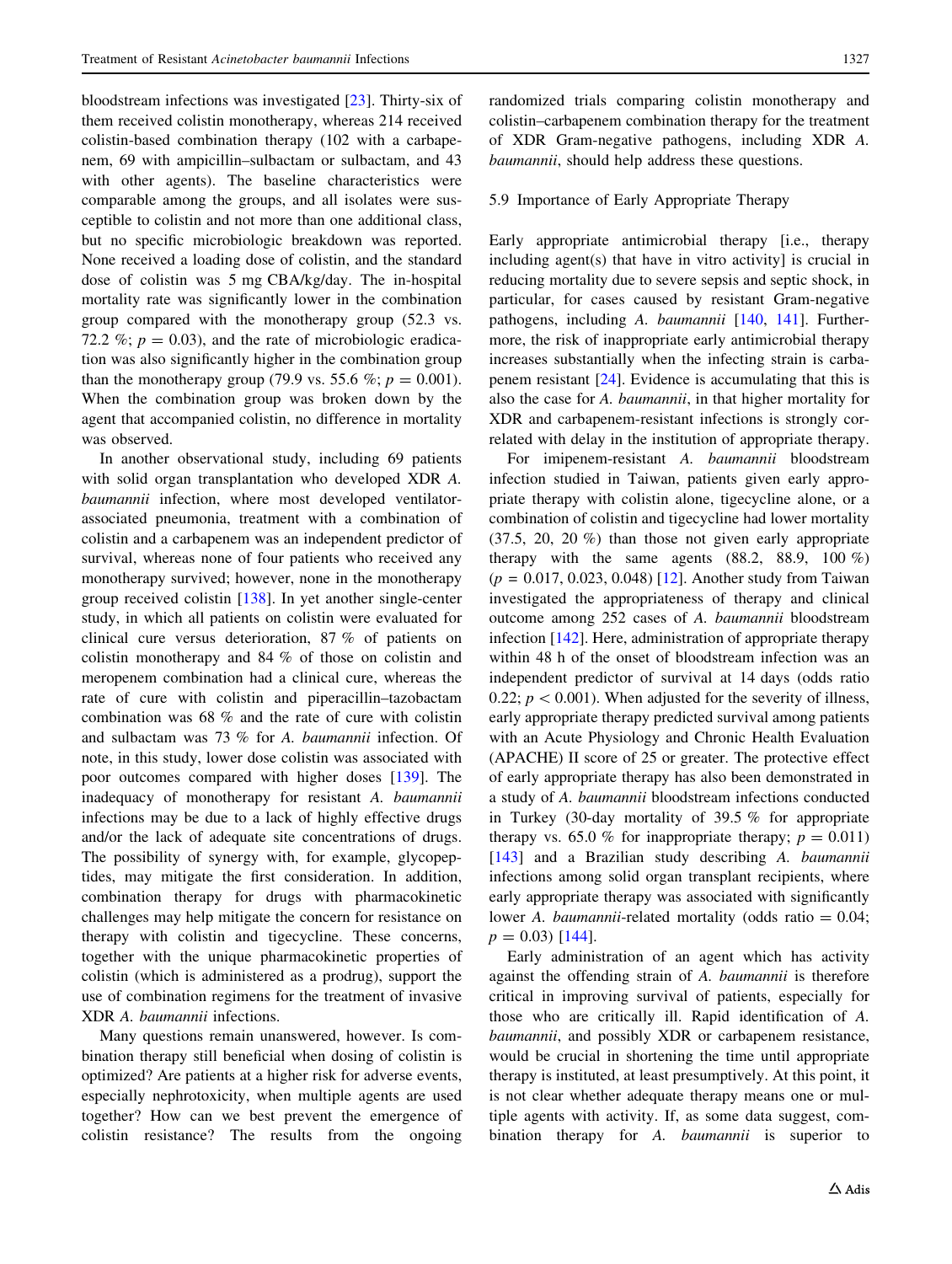bloodstream infections was investigated [23]. Thirty-six of them received colistin monotherapy, whereas 214 received colistin-based combination therapy (102 with a carbapenem, 69 with ampicillin–sulbactam or sulbactam, and 43 with other agents). The baseline characteristics were comparable among the groups, and all isolates were susceptible to colistin and not more than one additional class, but no specific microbiologic breakdown was reported. None received a loading dose of colistin, and the standard dose of colistin was 5 mg CBA/kg/day. The in-hospital mortality rate was significantly lower in the combination group compared with the monotherapy group (52.3 vs. 72.2 %; $p = 0.03$), and the rate of microbiologic eradication was also significantly higher in the combination group than the monotherapy group (79.9 vs. 55.6 %; $p = 0.001$). When the combination group was broken down by the agent that accompanied colistin, no difference in mortality was observed.

In another observational study, including 69 patients with solid organ transplantation who developed XDR *A. baumannii* infection, where most developed ventilator-associated pneumonia, treatment with a combination of colistin and a carbapenem was an independent predictor of survival, whereas none of four patients who received any monotherapy survived; however, none in the monotherapy group received colistin [138]. In yet another single-center study, in which all patients on colistin were evaluated for clinical cure versus deterioration, 87 % of patients on colistin monotherapy and 84 % of those on colistin and meropenem combination had a clinical cure, whereas the rate of cure with colistin and piperacillin–tazobactam combination was 68 % and the rate of cure with colistin and sulbactam was 73 % for *A. baumannii* infection. Of note, in this study, lower dose colistin was associated with poor outcomes compared with higher doses [139]. The inadequacy of monotherapy for resistant *A. baumannii* infections may be due to a lack of highly effective drugs and/or the lack of adequate site concentrations of drugs. The possibility of synergy with, for example, glycopeptides, may mitigate the first consideration. In addition, combination therapy for drugs with pharmacokinetic challenges may help mitigate the concern for resistance on therapy with colistin and tigecycline. These concerns, together with the unique pharmacokinetic properties of colistin (which is administered as a prodrug), support the use of combination regimens for the treatment of invasive XDR *A. baumannii* infections.

Many questions remain unanswered, however. Is combination therapy still beneficial when dosing of colistin is optimized? Are patients at a higher risk for adverse events, especially nephrotoxicity, when multiple agents are used together? How can we best prevent the emergence of colistin resistance? The results from the ongoing randomized trials comparing colistin monotherapy and colistin–carbapenem combination therapy for the treatment of XDR Gram-negative pathogens, including XDR *A. baumannii*, should help address these questions.

### 5.9 Importance of Early Appropriate Therapy

Early appropriate antimicrobial therapy [i.e., therapy including agent(s) that have in vitro activity] is crucial in reducing mortality due to severe sepsis and septic shock, in particular, for cases caused by resistant Gram-negative pathogens, including *A. baumannii* [140, 141]. Furthermore, the risk of inappropriate early antimicrobial therapy increases substantially when the infecting strain is carbapenem resistant [24]. Evidence is accumulating that this is also the case for *A. baumannii*, in that higher mortality for XDR and carbapenem-resistant infections is strongly correlated with delay in the institution of appropriate therapy.

For imipenem-resistant *A. baumannii* bloodstream infection studied in Taiwan, patients given early appropriate therapy with colistin alone, tigecycline alone, or a combination of colistin and tigecycline had lower mortality (37.5, 20, 20 %) than those not given early appropriate therapy with the same agents (88.2, 88.9, 100 %) ($p = 0.017, 0.023, 0.048$) [12]. Another study from Taiwan investigated the appropriateness of therapy and clinical outcome among 252 cases of *A. baumannii* bloodstream infection [142]. Here, administration of appropriate therapy within 48 h of the onset of bloodstream infection was an independent predictor of survival at 14 days (odds ratio 0.22; $p < 0.001$). When adjusted for the severity of illness, early appropriate therapy predicted survival among patients with an Acute Physiology and Chronic Health Evaluation (APACHE) II score of 25 or greater. The protective effect of early appropriate therapy has also been demonstrated in a study of *A. baumannii* bloodstream infections conducted in Turkey (30-day mortality of 39.5 % for appropriate therapy vs. 65.0 % for inappropriate therapy; $p = 0.011$) [143] and a Brazilian study describing *A. baumannii* infections among solid organ transplant recipients, where early appropriate therapy was associated with significantly lower *A. baumannii*-related mortality (odds ratio = 0.04; $p = 0.03$) [144].

Early administration of an agent which has activity against the offending strain of *A. baumannii* is therefore critical in improving survival of patients, especially for those who are critically ill. Rapid identification of *A. baumannii*, and possibly XDR or carbapenem resistance, would be crucial in shortening the time until appropriate therapy is instituted, at least presumptively. At this point, it is not clear whether adequate therapy means one or multiple agents with activity. If, as some data suggest, combination therapy for *A. baumannii* is superior to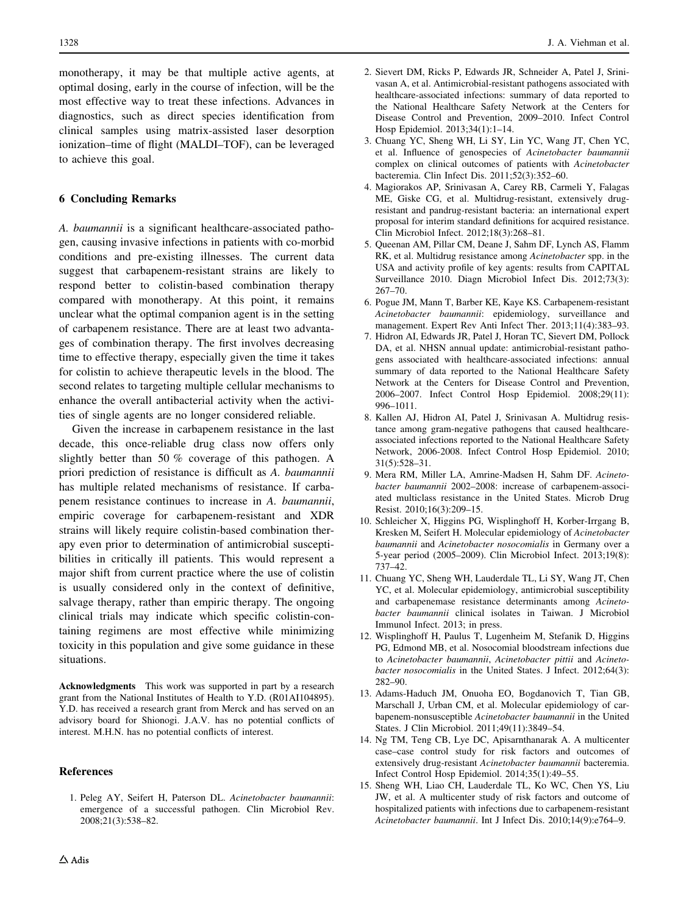monotherapy, it may be that multiple active agents, at optimal dosing, early in the course of infection, will be the most effective way to treat these infections. Advances in diagnostics, such as direct species identification from clinical samples using matrix-assisted laser desorption ionization–time of flight (MALDI–TOF), can be leveraged to achieve this goal.

## 6 Concluding Remarks

*A. baumannii* is a significant healthcare-associated pathogen, causing invasive infections in patients with co-morbid conditions and pre-existing illnesses. The current data suggest that carbapenem-resistant strains are likely to respond better to colistin-based combination therapy compared with monotherapy. At this point, it remains unclear what the optimal companion agent is in the setting of carbapenem resistance. There are at least two advantages of combination therapy. The first involves decreasing time to effective therapy, especially given the time it takes for colistin to achieve therapeutic levels in the blood. The second relates to targeting multiple cellular mechanisms to enhance the overall antibacterial activity when the activities of single agents are no longer considered reliable.

Given the increase in carbapenem resistance in the last decade, this once-reliable drug class now offers only slightly better than 50 % coverage of this pathogen. A priori prediction of resistance is difficult as *A. baumannii* has multiple related mechanisms of resistance. If carbapenem resistance continues to increase in *A. baumannii*, empiric coverage for carbapenem-resistant and XDR strains will likely require colistin-based combination therapy even prior to determination of antimicrobial susceptibilities in critically ill patients. This would represent a major shift from current practice where the use of colistin is usually considered only in the context of definitive, salvage therapy, rather than empiric therapy. The ongoing clinical trials may indicate which specific colistin-containing regimens are most effective while minimizing toxicity in this population and give some guidance in these situations.

**Acknowledgments** This work was supported in part by a research grant from the National Institutes of Health to Y.D. (R01AI104895). Y.D. has received a research grant from Merck and has served on an advisory board for Shionogi. J.A.V. has no potential conflicts of interest. M.H.N. has no potential conflicts of interest.

## References

1. Peleg AY, Seifert H, Paterson DL. *Acinetobacter baumannii*: emergence of a successful pathogen. Clin Microbiol Rev. 2008;21(3):538–82.
2. Sievert DM, Ricks P, Edwards JR, Schneider A, Patel J, Srinivasan A, et al. Antimicrobial-resistant pathogens associated with healthcare-associated infections: summary of data reported to the National Healthcare Safety Network at the Centers for Disease Control and Prevention, 2009–2010. Infect Control Hosp Epidemiol. 2013;34(1):1–14.
3. Chuang YC, Sheng WH, Li SY, Lin YC, Wang JT, Chen YC, et al. Influence of genospecies of *Acinetobacter baumannii* complex on clinical outcomes of patients with *Acinetobacter* bacteremia. Clin Infect Dis. 2011;52(3):352–60.
4. Magiorakos AP, Srinivasan A, Carey RB, Carmeli Y, Falagas ME, Giske CG, et al. Multidrug-resistant, extensively drug-resistant and pandrug-resistant bacteria: an international expert proposal for interim standard definitions for acquired resistance. Clin Microbiol Infect. 2012;18(3):268–81.
5. Queenan AM, Pillar CM, Deane J, Sahm DF, Lynch AS, Flamm RK, et al. Multidrug resistance among *Acinetobacter* spp. in the USA and activity profile of key agents: results from CAPITAL Surveillance 2010. Diagn Microbiol Infect Dis. 2012;73(3): 267–70.
6. Pogue JM, Mann T, Barber KE, Kaye KS. Carbapenem-resistant *Acinetobacter baumannii*: epidemiology, surveillance and management. Expert Rev Anti Infect Ther. 2013;11(4):383–93.
7. Hidron AI, Edwards JR, Patel J, Horan TC, Sievert DM, Pollock DA, et al. NHSN annual update: antimicrobial-resistant pathogens associated with healthcare-associated infections: annual summary of data reported to the National Healthcare Safety Network at the Centers for Disease Control and Prevention, 2006–2007. Infect Control Hosp Epidemiol. 2008;29(11): 996–1011.
8. Kallen AJ, Hidron AI, Patel J, Srinivasan A. Multidrug resistance among gram-negative pathogens that caused healthcare-associated infections reported to the National Healthcare Safety Network, 2006-2008. Infect Control Hosp Epidemiol. 2010; 31(5):528–31.
9. Mera RM, Miller LA, Amrine-Madsen H, Sahm DF. *Acinetobacter baumannii* 2002–2008: increase of carbapenem-associated multiclass resistance in the United States. Microb Drug Resist. 2010;16(3):209–15.
10. Schleicher X, Higgins PG, Wisplinghoff H, Korber-Irrgang B, Kresken M, Seifert H. Molecular epidemiology of *Acinetobacter baumannii* and *Acinetobacter nosocomialis* in Germany over a 5-year period (2005–2009). Clin Microbiol Infect. 2013;19(8): 737–42.
11. Chuang YC, Sheng WH, Lauderdale TL, Li SY, Wang JT, Chen YC, et al. Molecular epidemiology, antimicrobial susceptibility and carbapenemase resistance determinants among *Acinetobacter baumannii* clinical isolates in Taiwan. J Microbiol Immunol Infect. 2013; in press.
12. Wisplinghoff H, Paulus T, Lugenheim M, Stefanik D, Higgins PG, Edmond MB, et al. Nosocomial bloodstream infections due to *Acinetobacter baumannii*, *Acinetobacter pittii* and *Acinetobacter nosocomialis* in the United States. J Infect. 2012;64(3): 282–90.
13. Adams-Haduch JM, Onuoha EO, Bogdanovich T, Tian GB, Marschall J, Urban CM, et al. Molecular epidemiology of carbapenem-nonsusceptible *Acinetobacter baumannii* in the United States. J Clin Microbiol. 2011;49(11):3849–54.
14. Ng TM, Teng CB, Lye DC, Apisarnthanarak A. A multicenter case–case control study for risk factors and outcomes of extensively drug-resistant *Acinetobacter baumannii* bacteremia. Infect Control Hosp Epidemiol. 2014;35(1):49–55.
15. Sheng WH, Liao CH, Lauderdale TL, Ko WC, Chen YS, Liu JW, et al. A multicenter study of risk factors and outcome of hospitalized patients with infections due to carbapenem-resistant *Acinetobacter baumannii*. Int J Infect Dis. 2010;14(9):e764–9.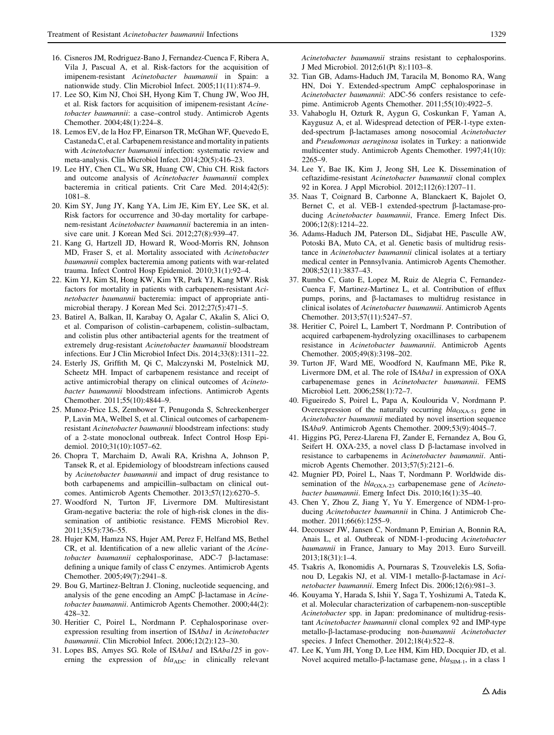16. Cisneros JM, Rodriguez-Bano J, Fernandez-Cuenca F, Ribera A, Vila J, Pascual A, et al. Risk-factors for the acquisition of imipenem-resistant *Acinetobacter baumannii* in Spain: a nationwide study. Clin Microbiol Infect. 2005;11(11):874–9.
17. Lee SO, Kim NJ, Choi SH, Hyong Kim T, Chung JW, Woo JH, et al. Risk factors for acquisition of imipenem-resistant *Acinetobacter baumannii*: a case–control study. Antimicrob Agents Chemother. 2004;48(1):224–8.
18. Lemos EV, de la Hoz FP, Einarson TR, McGhan WF, Quevedo E, Castaneda C, et al. Carbapenem resistance and mortality in patients with *Acinetobacter baumannii* infection: systematic review and meta-analysis. Clin Microbiol Infect. 2014;20(5):416–23.
19. Lee HY, Chen CL, Wu SR, Huang CW, Chiu CH. Risk factors and outcome analysis of *Acinetobacter baumannii* complex bacteremia in critical patients. Crit Care Med. 2014;42(5): 1081–8.
20. Kim SY, Jung JY, Kang YA, Lim JE, Kim EY, Lee SK, et al. Risk factors for occurrence and 30-day mortality for carbapenem-resistant *Acinetobacter baumannii* bacteremia in an intensive care unit. J Korean Med Sci. 2012;27(8):939–47.
21. Kang G, Hartzell JD, Howard R, Wood-Morris RN, Johnson MD, Fraser S, et al. Mortality associated with *Acinetobacter baumannii* complex bacteremia among patients with war-related trauma. Infect Control Hosp Epidemiol. 2010;31(1):92–4.
22. Kim YJ, Kim SI, Hong KW, Kim YR, Park YJ, Kang MW. Risk factors for mortality in patients with carbapenem-resistant *Acinetobacter baumannii* bacteremia: impact of appropriate antimicrobial therapy. J Korean Med Sci. 2012;27(5):471–5.
23. Batirel A, Balkan, II, Karabay O, Agalar C, Akalin S, Alici O, et al. Comparison of colistin–carbapenem, colistin–sulbactam, and colistin plus other antibacterial agents for the treatment of extremely drug-resistant *Acinetobacter baumannii* bloodstream infections. Eur J Clin Microbiol Infect Dis. 2014;33(8):1311–22.
24. Esterly JS, Griffith M, Qi C, Malczynski M, Postelnick MJ, Scheetz MH. Impact of carbapenem resistance and receipt of active antimicrobial therapy on clinical outcomes of *Acinetobacter baumannii* bloodstream infections. Antimicrob Agents Chemother. 2011;55(10):4844–9.
25. Munoz-Price LS, Zembower T, Penugonda S, Schreckenberger P, Lavin MA, Welbel S, et al. Clinical outcomes of carbapenem-resistant *Acinetobacter baumannii* bloodstream infections: study of a 2-state monoclonal outbreak. Infect Control Hosp Epidemiol. 2010;31(10):1057–62.
26. Chopra T, Marchaim D, Awali RA, Krishna A, Johnson P, Tansek R, et al. Epidemiology of bloodstream infections caused by *Acinetobacter baumannii* and impact of drug resistance to both carbapenems and ampicillin–sulbactam on clinical outcomes. Antimicrob Agents Chemother. 2013;57(12):6270–5.
27. Woodford N, Turton JF, Livermore DM. Multiresistant Gram-negative bacteria: the role of high-risk clones in the dissemination of antibiotic resistance. FEMS Microbiol Rev. 2011;35(5):736–55.
28. Hujer KM, Hamza NS, Hujer AM, Perez F, Helfand MS, Bethel CR, et al. Identification of a new allelic variant of the *Acinetobacter baumannii* cephalosporinase, ADC-7 β-lactamase: defining a unique family of class C enzymes. Antimicrob Agents Chemother. 2005;49(7):2941–8.
29. Bou G, Martinez-Beltran J. Cloning, nucleotide sequencing, and analysis of the gene encoding an AmpC β-lactamase in *Acinetobacter baumannii*. Antimicrob Agents Chemother. 2000;44(2): 428–32.
30. Heritier C, Poirel L, Nordmann P. Cephalosporinase over-expression resulting from insertion of IS*Aba1* in *Acinetobacter baumannii*. Clin Microbiol Infect. 2006;12(2):123–30.
31. Lopes BS, Amyes SG. Role of IS*Aba1* and IS*Aba125* in governing the expression of $bla_{ADC}$ in clinically relevant *Acinetobacter baumannii* strains resistant to cephalosporins. J Med Microbiol. 2012;61(Pt 8):1103–8.
32. Tian GB, Adams-Haduch JM, Taracila M, Bonomo RA, Wang HN, Doi Y. Extended-spectrum AmpC cephalosporinase in *Acinetobacter baumannii*: ADC-56 confers resistance to cefepime. Antimicrob Agents Chemother. 2011;55(10):4922–5.
33. Vahaboglu H, Ozturk R, Aygun G, Coskunkan F, Yaman A, Kaygusuz A, et al. Widespread detection of PER-1-type extended-spectrum β-lactamases among nosocomial *Acinetobacter* and *Pseudomonas aeruginosa* isolates in Turkey: a nationwide multicenter study. Antimicrob Agents Chemother. 1997;41(10): 2265–9.
34. Lee Y, Bae IK, Kim J, Jeong SH, Lee K. Dissemination of ceftazidime-resistant *Acinetobacter baumannii* clonal complex 92 in Korea. J Appl Microbiol. 2012;112(6):1207–11.
35. Naas T, Coignard B, Carbonne A, Blanckaert K, Bajolet O, Bernet C, et al. VEB-1 extended-spectrum β-lactamase-producing *Acinetobacter baumannii*, France. Emerg Infect Dis. 2006;12(8):1214–22.
36. Adams-Haduch JM, Paterson DL, Sidjabat HE, Pasculle AW, Potoski BA, Muto CA, et al. Genetic basis of multidrug resistance in *Acinetobacter baumannii* clinical isolates at a tertiary medical center in Pennsylvania. Antimicrob Agents Chemother. 2008;52(11):3837–43.
37. Rumbo C, Gato E, Lopez M, Ruiz de Alegria C, Fernandez-Cuenca F, Martinez-Martinez L, et al. Contribution of efflux pumps, porins, and β-lactamases to multidrug resistance in clinical isolates of *Acinetobacter baumannii*. Antimicrob Agents Chemother. 2013;57(11):5247–57.
38. Heritier C, Poirel L, Lambert T, Nordmann P. Contribution of acquired carbapenem-hydrolyzing oxacillinases to carbapenem resistance in *Acinetobacter baumannii*. Antimicrob Agents Chemother. 2005;49(8):3198–202.
39. Turton JF, Ward ME, Woodford N, Kaufmann ME, Pike R, Livermore DM, et al. The role of IS*Aba1* in expression of OXA carbapenemase genes in *Acinetobacter baumannii*. FEMS Microbiol Lett. 2006;258(1):72–7.
40. Figueiredo S, Poirel L, Papa A, Koulourida V, Nordmann P. Overexpression of the naturally occurring $bla_{OXA-51}$ gene in *Acinetobacter baumannii* mediated by novel insertion sequence IS*Aba9*. Antimicrob Agents Chemother. 2009;53(9):4045–7.
41. Higgins PG, Perez-Llarena FJ, Zander E, Fernandez A, Bou G, Seifert H. OXA-235, a novel class D β-lactamase involved in resistance to carbapenems in *Acinetobacter baumannii*. Antimicrob Agents Chemother. 2013;57(5):2121–6.
42. Mugnier PD, Poirel L, Naas T, Nordmann P. Worldwide dissemination of the $bla_{OXA-23}$ carbapenemase gene of *Acinetobacter baumannii*. Emerg Infect Dis. 2010;16(1):35–40.
43. Chen Y, Zhou Z, Jiang Y, Yu Y. Emergence of NDM-1-producing *Acinetobacter baumannii* in China. J Antimicrob Chemother. 2011;66(6):1255–9.
44. Decousser JW, Jansen C, Nordmann P, Emirian A, Bonnin RA, Anais L, et al. Outbreak of NDM-1-producing *Acinetobacter baumannii* in France, January to May 2013. Euro Surveill. 2013;18(31):1–4.
45. Tsakris A, Ikonomidis A, Pournaras S, Tzouvelekis LS, Sofianou D, Legakis NJ, et al. VIM-1 metallo-β-lactamase in *Acinetobacter baumannii*. Emerg Infect Dis. 2006;12(6):981–3.
46. Kouyama Y, Harada S, Ishii Y, Saga T, Yoshizumi A, Tateda K, et al. Molecular characterization of carbapenem-non-susceptible *Acinetobacter* spp. in Japan: predominance of multidrug-resistant *Acinetobacter baumannii* clonal complex 92 and IMP-type metallo-β-lactamase-producing non-*baumannii Acinetobacter* species. J Infect Chemother. 2012;18(4):522–8.
47. Lee K, Yum JH, Yong D, Lee HM, Kim HD, Docquier JD, et al. Novel acquired metallo-β-lactamase gene, $bla_{SIM-1}$, in a class 1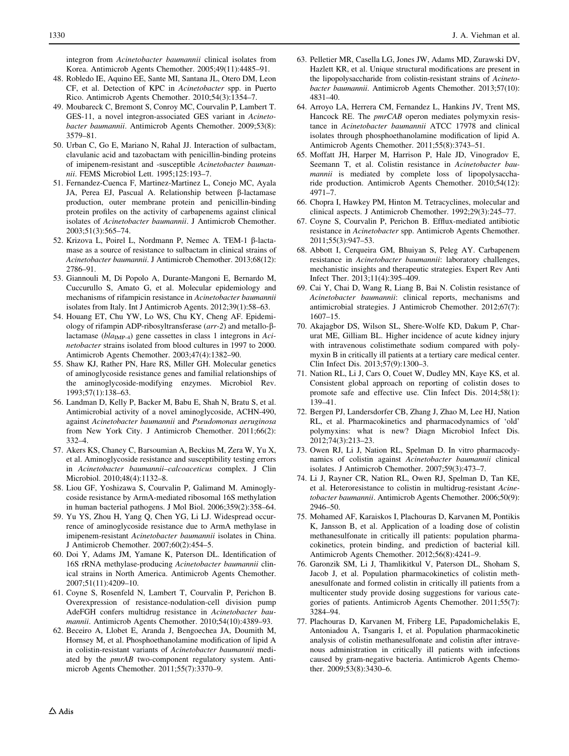integron from *Acinetobacter baumannii* clinical isolates from Korea. Antimicrob Agents Chemother. 2005;49(11):4485–91.

48. Robledo IE, Aquino EE, Sante MI, Santana JL, Otero DM, Leon CF, et al. Detection of KPC in *Acinetobacter* spp. in Puerto Rico. Antimicrob Agents Chemother. 2010;54(3):1354–7.
49. Moubareck C, Bremont S, Conroy MC, Courvalin P, Lambert T. GES-11, a novel integron-associated GES variant in *Acinetobacter baumannii*. Antimicrob Agents Chemother. 2009;53(8): 3579–81.
50. Urban C, Go E, Mariano N, Rahal JJ. Interaction of sulbactam, clavulanic acid and tazobactam with penicillin-binding proteins of imipenem-resistant and -susceptible *Acinetobacter baumannii*. FEMS Microbiol Lett. 1995;125:193–7.
51. Fernandez-Cuenca F, Martinez-Martinez L, Conejo MC, Ayala JA, Perea EJ, Pascual A. Relationship between β-lactamase production, outer membrane protein and penicillin-binding protein profiles on the activity of carbapenems against clinical isolates of *Acinetobacter baumannii*. J Antimicrob Chemother. 2003;51(3):565–74.
52. Krizova L, Poirel L, Nordmann P, Nemec A. TEM-1 β-lactamase as a source of resistance to sulbactam in clinical strains of *Acinetobacter baumannii*. J Antimicrob Chemother. 2013;68(12): 2786–91.
53. Giannouli M, Di Popolo A, Durante-Mangoni E, Bernardo M, Cuccurullo S, Amato G, et al. Molecular epidemiology and mechanisms of rifampicin resistance in *Acinetobacter baumannii* isolates from Italy. Int J Antimicrob Agents. 2012;39(1):58–63.
54. Houang ET, Chu YW, Lo WS, Chu KY, Cheng AF. Epidemiology of rifampin ADP-ribosyltransferase (*arr-2*) and metallo-β-lactamase ($bla_{IMP-4}$) gene cassettes in class 1 integrons in *Acinetobacter* strains isolated from blood cultures in 1997 to 2000. Antimicrob Agents Chemother. 2003;47(4):1382–90.
55. Shaw KJ, Rather PN, Hare RS, Miller GH. Molecular genetics of aminoglycoside resistance genes and familial relationships of the aminoglycoside-modifying enzymes. Microbiol Rev. 1993;57(1):138–63.
56. Landman D, Kelly P, Backer M, Babu E, Shah N, Bratu S, et al. Antimicrobial activity of a novel aminoglycoside, ACHN-490, against *Acinetobacter baumannii* and *Pseudomonas aeruginosa* from New York City. J Antimicrob Chemother. 2011;66(2): 332–4.
57. Akers KS, Chaney C, Barsoumian A, Beckius M, Zera W, Yu X, et al. Aminoglycoside resistance and susceptibility testing errors in *Acinetobacter baumannii–calcoaceticus* complex. J Clin Microbiol. 2010;48(4):1132–8.
58. Liou GF, Yoshizawa S, Courvalin P, Galimand M. Aminoglycoside resistance by ArmA-mediated ribosomal 16S methylation in human bacterial pathogens. J Mol Biol. 2006;359(2):358–64.
59. Yu YS, Zhou H, Yang Q, Chen YG, Li LJ. Widespread occurrence of aminoglycoside resistance due to ArmA methylase in imipenem-resistant *Acinetobacter baumannii* isolates in China. J Antimicrob Chemother. 2007;60(2):454–5.
60. Doi Y, Adams JM, Yamane K, Paterson DL. Identification of 16S rRNA methylase-producing *Acinetobacter baumannii* clinical strains in North America. Antimicrob Agents Chemother. 2007;51(11):4209–10.
61. Coyne S, Rosenfeld N, Lambert T, Courvalin P, Perichon B. Overexpression of resistance-nodulation-cell division pump AdeFGH confers multidrug resistance in *Acinetobacter baumannii*. Antimicrob Agents Chemother. 2010;54(10):4389–93.
62. Beceiro A, Llobet E, Aranda J, Bengoechea JA, Doumith M, Hornsey M, et al. Phosphoethanolamine modification of lipid A in colistin-resistant variants of *Acinetobacter baumannii* mediated by the *pmrAB* two-component regulatory system. Antimicrob Agents Chemother. 2011;55(7):3370–9.
63. Pelletier MR, Casella LG, Jones JW, Adams MD, Zurawski DV, Hazlett KR, et al. Unique structural modifications are present in the lipopolysaccharide from colistin-resistant strains of *Acinetobacter baumannii*. Antimicrob Agents Chemother. 2013;57(10): 4831–40.
64. Arroyo LA, Herrera CM, Fernandez L, Hankins JV, Trent MS, Hancock RE. The *pmrCAB* operon mediates polymyxin resistance in *Acinetobacter baumannii* ATCC 17978 and clinical isolates through phosphoethanolamine modification of lipid A. Antimicrob Agents Chemother. 2011;55(8):3743–51.
65. Moffatt JH, Harper M, Harrison P, Hale JD, Vinogradov E, Seemann T, et al. Colistin resistance in *Acinetobacter baumannii* is mediated by complete loss of lipopolysaccharide production. Antimicrob Agents Chemother. 2010;54(12): 4971–7.
66. Chopra I, Hawkey PM, Hinton M. Tetracyclines, molecular and clinical aspects. J Antimicrob Chemother. 1992;29(3):245–77.
67. Coyne S, Courvalin P, Perichon B. Efflux-mediated antibiotic resistance in *Acinetobacter* spp. Antimicrob Agents Chemother. 2011;55(3):947–53.
68. Abbott I, Cerqueira GM, Bhuiyan S, Peleg AY. Carbapenem resistance in *Acinetobacter baumannii*: laboratory challenges, mechanistic insights and therapeutic strategies. Expert Rev Anti Infect Ther. 2013;11(4):395–409.
69. Cai Y, Chai D, Wang R, Liang B, Bai N. Colistin resistance of *Acinetobacter baumannii*: clinical reports, mechanisms and antimicrobial strategies. J Antimicrob Chemother. 2012;67(7): 1607–15.
70. Akajagbor DS, Wilson SL, Shere-Wolfe KD, Dakum P, Charurat ME, Gilliam BL. Higher incidence of acute kidney injury with intravenous colistimethate sodium compared with polymyxin B in critically ill patients at a tertiary care medical center. Clin Infect Dis. 2013;57(9):1300–3.
71. Nation RL, Li J, Cars O, Couet W, Dudley MN, Kaye KS, et al. Consistent global approach on reporting of colistin doses to promote safe and effective use. Clin Infect Dis. 2014;58(1): 139–41.
72. Bergen PJ, Landersdorfer CB, Zhang J, Zhao M, Lee HJ, Nation RL, et al. Pharmacokinetics and pharmacodynamics of 'old' polymyxins: what is new? Diagn Microbiol Infect Dis. 2012;74(3):213–23.
73. Owen RJ, Li J, Nation RL, Spelman D. In vitro pharmacodynamics of colistin against *Acinetobacter baumannii* clinical isolates. J Antimicrob Chemother. 2007;59(3):473–7.
74. Li J, Rayner CR, Nation RL, Owen RJ, Spelman D, Tan KE, et al. Heteroresistance to colistin in multidrug-resistant *Acinetobacter baumannii*. Antimicrob Agents Chemother. 2006;50(9): 2946–50.
75. Mohamed AF, Karaiskos I, Plachouras D, Karvanen M, Pontikis K, Jansson B, et al. Application of a loading dose of colistin methanesulfonate in critically ill patients: population pharmacokinetics, protein binding, and prediction of bacterial kill. Antimicrob Agents Chemother. 2012;56(8):4241–9.
76. Garonzik SM, Li J, Thamlikitkul V, Paterson DL, Shoham S, Jacob J, et al. Population pharmacokinetics of colistin methanesulfonate and formed colistin in critically ill patients from a multicenter study provide dosing suggestions for various categories of patients. Antimicrob Agents Chemother. 2011;55(7): 3284–94.
77. Plachouras D, Karvanen M, Friberg LE, Papadomichelakis E, Antoniadou A, Tsangaris I, et al. Population pharmacokinetic analysis of colistin methanesulfonate and colistin after intravenous administration in critically ill patients with infections caused by gram-negative bacteria. Antimicrob Agents Chemother. 2009;53(8):3430–6.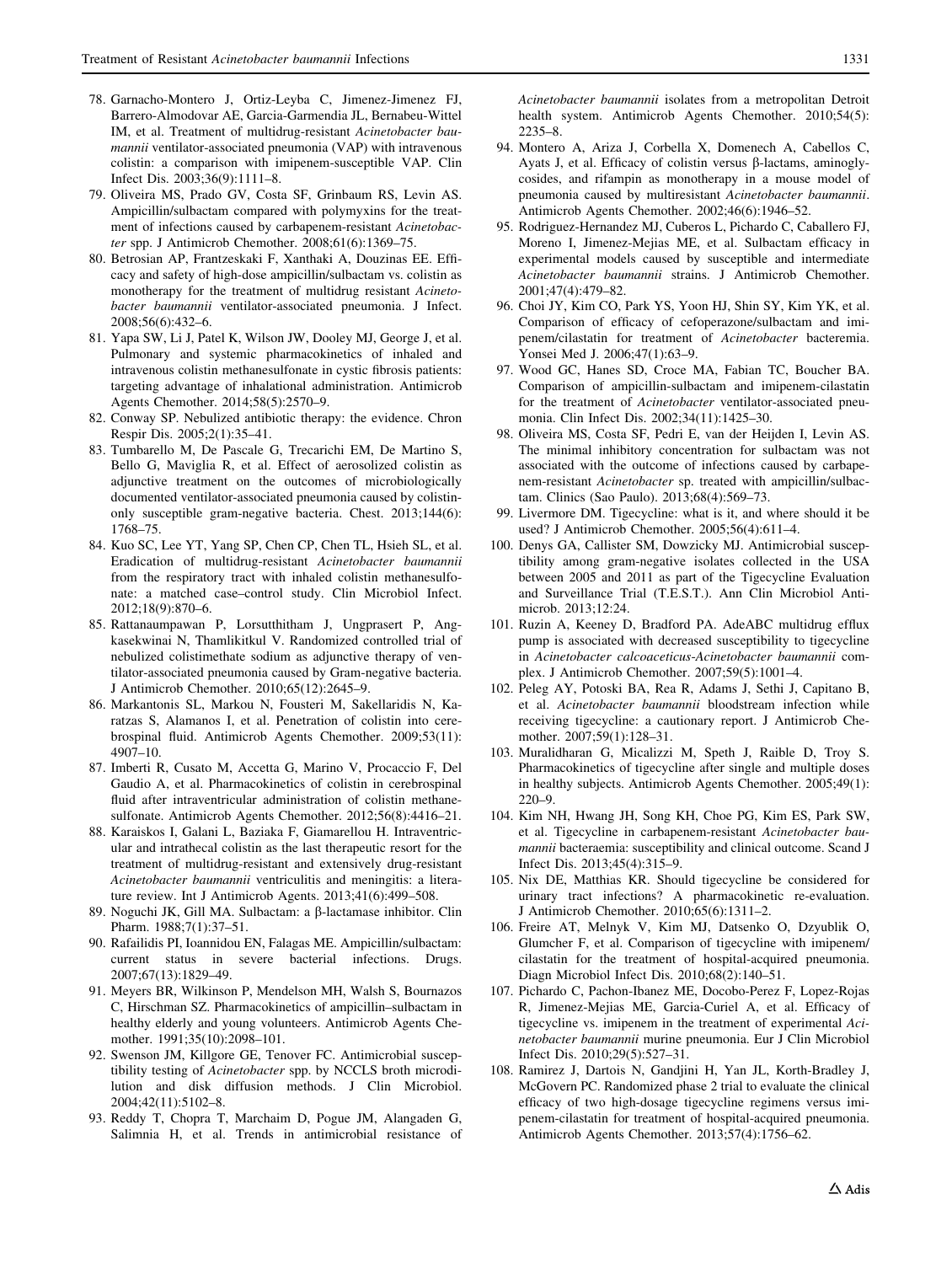78. Garnacho-Montero J, Ortiz-Leyba C, Jimenez-Jimenez FJ, Barrero-Almodovar AE, Garcia-Garmendia JL, Bernabeu-Wittel IM, et al. Treatment of multidrug-resistant *Acinetobacter baumannii* ventilator-associated pneumonia (VAP) with intravenous colistin: a comparison with imipenem-susceptible VAP. Clin Infect Dis. 2003;36(9):1111–8.
79. Oliveira MS, Prado GV, Costa SF, Grinbaum RS, Levin AS. Ampicillin/sulbactam compared with polymyxins for the treatment of infections caused by carbapenem-resistant *Acinetobacter* spp. J Antimicrob Chemother. 2008;61(6):1369–75.
80. Betrosian AP, Frantzeskaki F, Xanthaki A, Douzinas EE. Efficacy and safety of high-dose ampicillin/sulbactam vs. colistin as monotherapy for the treatment of multidrug resistant *Acinetobacter baumannii* ventilator-associated pneumonia. J Infect. 2008;56(6):432–6.
81. Yapa SW, Li J, Patel K, Wilson JW, Dooley MJ, George J, et al. Pulmonary and systemic pharmacokinetics of inhaled and intravenous colistin methanesulfonate in cystic fibrosis patients: targeting advantage of inhalational administration. Antimicrob Agents Chemother. 2014;58(5):2570–9.
82. Conway SP. Nebulized antibiotic therapy: the evidence. Chron Respir Dis. 2005;2(1):35–41.
83. Tumbarello M, De Pascale G, Trecarichi EM, De Martino S, Bello G, Maviglia R, et al. Effect of aerosolized colistin as adjunctive treatment on the outcomes of microbiologically documented ventilator-associated pneumonia caused by colistin-only susceptible gram-negative bacteria. Chest. 2013;144(6):1768–75.
84. Kuo SC, Lee YT, Yang SP, Chen CP, Chen TL, Hsieh SL, et al. Eradication of multidrug-resistant *Acinetobacter baumannii* from the respiratory tract with inhaled colistin methanesulfonate: a matched case–control study. Clin Microbiol Infect. 2012;18(9):870–6.
85. Rattanaumpawan P, Lorsutthitham J, Ungprasert P, Angkasekwinai N, Thamlikitkul V. Randomized controlled trial of nebulized colistimethate sodium as adjunctive therapy of ventilator-associated pneumonia caused by Gram-negative bacteria. J Antimicrob Chemother. 2010;65(12):2645–9.
86. Markantonis SL, Markou N, Fousteri M, Sakellaridis N, Karatzas S, Alamanos I, et al. Penetration of colistin into cerebrospinal fluid. Antimicrob Agents Chemother. 2009;53(11):4907–10.
87. Imberti R, Cusato M, Accetta G, Marino V, Procaccio F, Del Gaudio A, et al. Pharmacokinetics of colistin in cerebrospinal fluid after intraventricular administration of colistin methanesulfonate. Antimicrob Agents Chemother. 2012;56(8):4416–21.
88. Karaiskos I, Galani L, Baziaka F, Giamarellou H. Intraventricular and intrathecal colistin as the last therapeutic resort for the treatment of multidrug-resistant and extensively drug-resistant *Acinetobacter baumannii* ventriculitis and meningitis: a literature review. Int J Antimicrob Agents. 2013;41(6):499–508.
89. Noguchi JK, Gill MA. Sulbactam: a β-lactamase inhibitor. Clin Pharm. 1988;7(1):37–51.
90. Rafailidis PI, Ioannidou EN, Falagas ME. Ampicillin/sulbactam: current status in severe bacterial infections. Drugs. 2007;67(13):1829–49.
91. Meyers BR, Wilkinson P, Mendelson MH, Walsh S, Bournazos C, Hirschman SZ. Pharmacokinetics of ampicillin–sulbactam in healthy elderly and young volunteers. Antimicrob Agents Chemother. 1991;35(10):2098–101.
92. Swenson JM, Killgore GE, Tenover FC. Antimicrobial susceptibility testing of *Acinetobacter* spp. by NCCLS broth microdilution and disk diffusion methods. J Clin Microbiol. 2004;42(11):5102–8.
93. Reddy T, Chopra T, Marchaim D, Pogue JM, Alangaden G, Salimnia H, et al. Trends in antimicrobial resistance of *Acinetobacter baumannii* isolates from a metropolitan Detroit health system. Antimicrob Agents Chemother. 2010;54(5):2235–8.
94. Montero A, Ariza J, Corbella X, Domenech A, Cabellos C, Ayats J, et al. Efficacy of colistin versus β-lactams, aminoglycosides, and rifampin as monotherapy in a mouse model of pneumonia caused by multiresistant *Acinetobacter baumannii*. Antimicrob Agents Chemother. 2002;46(6):1946–52.
95. Rodriguez-Hernandez MJ, Cuberos L, Pichardo C, Caballero FJ, Moreno I, Jimenez-Mejias ME, et al. Sulbactam efficacy in experimental models caused by susceptible and intermediate *Acinetobacter baumannii* strains. J Antimicrob Chemother. 2001;47(4):479–82.
96. Choi JY, Kim CO, Park YS, Yoon HJ, Shin SY, Kim YK, et al. Comparison of efficacy of cefoperazone/sulbactam and imipenem/cilastatin for treatment of *Acinetobacter* bacteremia. Yonsei Med J. 2006;47(1):63–9.
97. Wood GC, Hanes SD, Croce MA, Fabian TC, Boucher BA. Comparison of ampicillin-sulbactam and imipenem-cilastatin for the treatment of *Acinetobacter* ventilator-associated pneumonia. Clin Infect Dis. 2002;34(11):1425–30.
98. Oliveira MS, Costa SF, Pedri E, van der Heijden I, Levin AS. The minimal inhibitory concentration for sulbactam was not associated with the outcome of infections caused by carbapenem-resistant *Acinetobacter* sp. treated with ampicillin/sulbactam. Clinics (Sao Paulo). 2013;68(4):569–73.
99. Livermore DM. Tigecycline: what is it, and where should it be used? J Antimicrob Chemother. 2005;56(4):611–4.
100. Denys GA, Callister SM, Dowzicky MJ. Antimicrobial susceptibility among gram-negative isolates collected in the USA between 2005 and 2011 as part of the Tigecycline Evaluation and Surveillance Trial (T.E.S.T.). Ann Clin Microbiol Antimicrob. 2013;12:24.
101. Ruzin A, Keeney D, Bradford PA. AdeABC multidrug efflux pump is associated with decreased susceptibility to tigecycline in *Acinetobacter calcoaceticus-Acinetobacter baumannii* complex. J Antimicrob Chemother. 2007;59(5):1001–4.
102. Peleg AY, Potoski BA, Rea R, Adams J, Sethi J, Capitano B, et al. *Acinetobacter baumannii* bloodstream infection while receiving tigecycline: a cautionary report. J Antimicrob Chemother. 2007;59(1):128–31.
103. Muralidharan G, Micalizzi M, Speth J, Raible D, Troy S. Pharmacokinetics of tigecycline after single and multiple doses in healthy subjects. Antimicrob Agents Chemother. 2005;49(1):220–9.
104. Kim NH, Hwang JH, Song KH, Choe PG, Kim ES, Park SW, et al. Tigecycline in carbapenem-resistant *Acinetobacter baumannii* bacteraemia: susceptibility and clinical outcome. Scand J Infect Dis. 2013;45(4):315–9.
105. Nix DE, Matthias KR. Should tigecycline be considered for urinary tract infections? A pharmacokinetic re-evaluation. J Antimicrob Chemother. 2010;65(6):1311–2.
106. Freire AT, Melnyk V, Kim MJ, Datsenko O, Dzyublik O, Glumcher F, et al. Comparison of tigecycline with imipenem/cilastatin for the treatment of hospital-acquired pneumonia. Diagn Microbiol Infect Dis. 2010;68(2):140–51.
107. Pichardo C, Pachon-Ibanez ME, Docobo-Perez F, Lopez-Rojas R, Jimenez-Mejias ME, Garcia-Curiel A, et al. Efficacy of tigecycline vs. imipenem in the treatment of experimental *Acinetobacter baumannii* murine pneumonia. Eur J Clin Microbiol Infect Dis. 2010;29(5):527–31.
108. Ramirez J, Dartois N, Gandjini H, Yan JL, Korth-Bradley J, McGovern PC. Randomized phase 2 trial to evaluate the clinical efficacy of two high-dosage tigecycline regimens versus imipenem-cilastatin for treatment of hospital-acquired pneumonia. Antimicrob Agents Chemother. 2013;57(4):1756–62.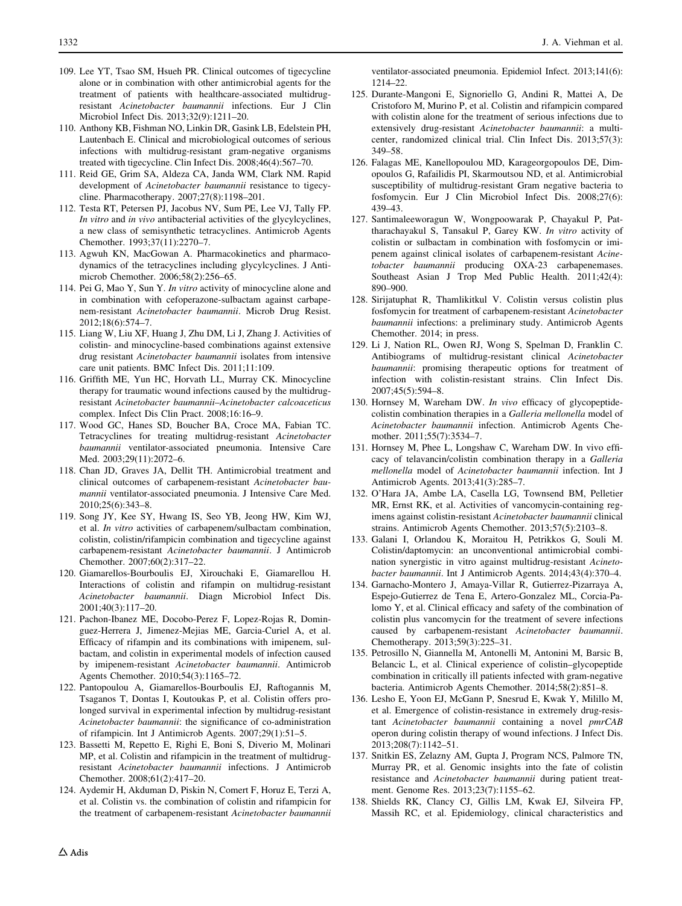109. Lee YT, Tsao SM, Hsueh PR. Clinical outcomes of tigecycline alone or in combination with other antimicrobial agents for the treatment of patients with healthcare-associated multidrug-resistant *Acinetobacter baumannii* infections. Eur J Clin Microbiol Infect Dis. 2013;32(9):1211–20.
110. Anthony KB, Fishman NO, Linkin DR, Gasink LB, Edelstein PH, Lautenbach E. Clinical and microbiological outcomes of serious infections with multidrug-resistant gram-negative organisms treated with tigecycline. Clin Infect Dis. 2008;46(4):567–70.
111. Reid GE, Grim SA, Aldeza CA, Janda WM, Clark NM. Rapid development of *Acinetobacter baumannii* resistance to tigecycline. Pharmacotherapy. 2007;27(8):1198–201.
112. Testa RT, Petersen PJ, Jacobus NV, Sum PE, Lee VJ, Tally FP. *In vitro* and *in vivo* antibacterial activities of the glycylcyclines, a new class of semisynthetic tetracyclines. Antimicrob Agents Chemother. 1993;37(11):2270–7.
113. Agwuh KN, MacGowan A. Pharmacokinetics and pharmacodynamics of the tetracyclines including glycylcyclines. J Antimicrob Chemother. 2006;58(2):256–65.
114. Pei G, Mao Y, Sun Y. *In vitro* activity of minocycline alone and in combination with cefoperazone-sulbactam against carbapenem-resistant *Acinetobacter baumannii*. Microb Drug Resist. 2012;18(6):574–7.
115. Liang W, Liu XF, Huang J, Zhu DM, Li J, Zhang J. Activities of colistin- and minocycline-based combinations against extensive drug resistant *Acinetobacter baumannii* isolates from intensive care unit patients. BMC Infect Dis. 2011;11:109.
116. Griffith ME, Yun HC, Horvath LL, Murray CK. Minocycline therapy for traumatic wound infections caused by the multidrug-resistant *Acinetobacter baumannii–Acinetobacter calcoaceticus* complex. Infect Dis Clin Pract. 2008;16:16–9.
117. Wood GC, Hanes SD, Boucher BA, Croce MA, Fabian TC. Tetracyclines for treating multidrug-resistant *Acinetobacter baumannii* ventilator-associated pneumonia. Intensive Care Med. 2003;29(11):2072–6.
118. Chan JD, Graves JA, Dellit TH. Antimicrobial treatment and clinical outcomes of carbapenem-resistant *Acinetobacter baumannii* ventilator-associated pneumonia. J Intensive Care Med. 2010;25(6):343–8.
119. Song JY, Kee SY, Hwang IS, Seo YB, Jeong HW, Kim WJ, et al. *In vitro* activities of carbapenem/sulbactam combination, colistin, colistin/rifampicin combination and tigecycline against carbapenem-resistant *Acinetobacter baumannii*. J Antimicrob Chemother. 2007;60(2):317–22.
120. Giamarellos-Bourboulis EJ, Xirouchaki E, Giamarellou H. Interactions of colistin and rifampin on multidrug-resistant *Acinetobacter baumannii*. Diagn Microbiol Infect Dis. 2001;40(3):117–20.
121. Pachon-Ibanez ME, Docobo-Perez F, Lopez-Rojas R, Dominguez-Herrera J, Jimenez-Mejias ME, Garcia-Curiel A, et al. Efficacy of rifampin and its combinations with imipenem, sulbactam, and colistin in experimental models of infection caused by imipenem-resistant *Acinetobacter baumannii*. Antimicrob Agents Chemother. 2010;54(3):1165–72.
122. Pantopoulou A, Giamarellos-Bourboulis EJ, Raftogannis M, Tsaganos T, Dontas I, Koutoukas P, et al. Colistin offers prolonged survival in experimental infection by multidrug-resistant *Acinetobacter baumannii*: the significance of co-administration of rifampicin. Int J Antimicrob Agents. 2007;29(1):51–5.
123. Bassetti M, Repetto E, Righi E, Boni S, Diverio M, Molinari MP, et al. Colistin and rifampicin in the treatment of multidrug-resistant *Acinetobacter baumannii* infections. J Antimicrob Chemother. 2008;61(2):417–20.
124. Aydemir H, Akduman D, Piskin N, Comert F, Horuz E, Terzi A, et al. Colistin vs. the combination of colistin and rifampicin for the treatment of carbapenem-resistant *Acinetobacter baumannii* ventilator-associated pneumonia. Epidemiol Infect. 2013;141(6):1214–22.
125. Durante-Mangoni E, Signoriello G, Andini R, Mattei A, De Cristoforo M, Murino P, et al. Colistin and rifampicin compared with colistin alone for the treatment of serious infections due to extensively drug-resistant *Acinetobacter baumannii*: a multicenter, randomized clinical trial. Clin Infect Dis. 2013;57(3):349–58.
126. Falagas ME, Kanellopoulou MD, Karageorgopoulos DE, Dimopoulos G, Rafailidis PI, Skarmoutsou ND, et al. Antimicrobial susceptibility of multidrug-resistant Gram negative bacteria to fosfomycin. Eur J Clin Microbiol Infect Dis. 2008;27(6):439–43.
127. Santimaleeworagun W, Wongpoowarak P, Chayakul P, Pattharachayakul S, Tansakul P, Garey KW. *In vitro* activity of colistin or sulbactam in combination with fosfomycin or imipenem against clinical isolates of carbapenem-resistant *Acinetobacter baumannii* producing OXA-23 carbapenemases. Southeast Asian J Trop Med Public Health. 2011;42(4):890–900.
128. Sirijatuphat R, Thamlikitkul V. Colistin versus colistin plus fosfomycin for treatment of carbapenem-resistant *Acinetobacter baumannii* infections: a preliminary study. Antimicrob Agents Chemother. 2014; in press.
129. Li J, Nation RL, Owen RJ, Wong S, Spelman D, Franklin C. Antibiograms of multidrug-resistant clinical *Acinetobacter baumannii*: promising therapeutic options for treatment of infection with colistin-resistant strains. Clin Infect Dis. 2007;45(5):594–8.
130. Hornsey M, Wareham DW. *In vivo* efficacy of glycopeptide-colistin combination therapies in a *Galleria mellonella* model of *Acinetobacter baumannii* infection. Antimicrob Agents Chemother. 2011;55(7):3534–7.
131. Hornsey M, Phee L, Longshaw C, Wareham DW. In vivo efficacy of telavancin/colistin combination therapy in a *Galleria mellonella* model of *Acinetobacter baumannii* infection. Int J Antimicrob Agents. 2013;41(3):285–7.
132. O'Hara JA, Ambe LA, Casella LG, Townsend BM, Pelletier MR, Ernst RK, et al. Activities of vancomycin-containing regimens against colistin-resistant *Acinetobacter baumannii* clinical strains. Antimicrob Agents Chemother. 2013;57(5):2103–8.
133. Galani I, Orlandou K, Moraitou H, Petrikkos G, Souli M. Colistin/daptomycin: an unconventional antimicrobial combination synergistic in vitro against multidrug-resistant *Acinetobacter baumannii*. Int J Antimicrob Agents. 2014;43(4):370–4.
134. Garnacho-Montero J, Amaya-Villar R, Gutierrez-Pizarraya A, Espejo-Gutierrez de Tena E, Artero-Gonzalez ML, Corcia-Palomo Y, et al. Clinical efficacy and safety of the combination of colistin plus vancomycin for the treatment of severe infections caused by carbapenem-resistant *Acinetobacter baumannii*. Chemotherapy. 2013;59(3):225–31.
135. Petrosillo N, Giannella M, Antonelli M, Antonini M, Barsic B, Belancic L, et al. Clinical experience of colistin–glycopeptide combination in critically ill patients infected with gram-negative bacteria. Antimicrob Agents Chemother. 2014;58(2):851–8.
136. Lesho E, Yoon EJ, McGann P, Snesrud E, Kwak Y, Milillo M, et al. Emergence of colistin-resistance in extremely drug-resistant *Acinetobacter baumannii* containing a novel *pmrCAB* operon during colistin therapy of wound infections. J Infect Dis. 2013;208(7):1142–51.
137. Snitkin ES, Zelazny AM, Gupta J, Program NCS, Palmore TN, Murray PR, et al. Genomic insights into the fate of colistin resistance and *Acinetobacter baumannii* during patient treatment. Genome Res. 2013;23(7):1155–62.
138. Shields RK, Clancy CJ, Gillis LM, Kwak EJ, Silveira FP, Massih RC, et al. Epidemiology, clinical characteristics and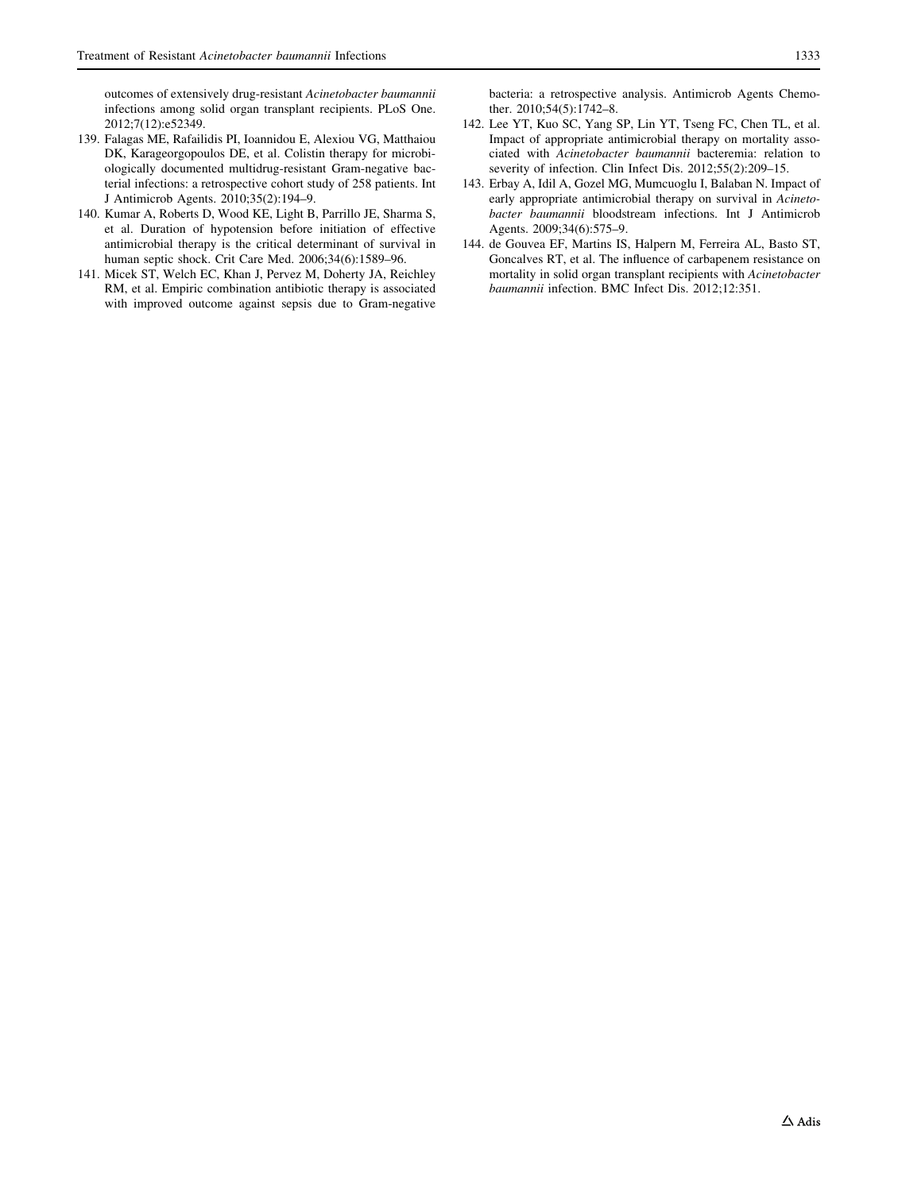outcomes of extensively drug-resistant *Acinetobacter baumannii* infections among solid organ transplant recipients. PLoS One. 2012;7(12):e52349.

139. Falagas ME, Rafailidis PI, Ioannidou E, Alexiou VG, Matthaiou DK, Karageorgopoulos DE, et al. Colistin therapy for microbiologically documented multidrug-resistant Gram-negative bacterial infections: a retrospective cohort study of 258 patients. Int J Antimicrob Agents. 2010;35(2):194–9.
140. Kumar A, Roberts D, Wood KE, Light B, Parrillo JE, Sharma S, et al. Duration of hypotension before initiation of effective antimicrobial therapy is the critical determinant of survival in human septic shock. Crit Care Med. 2006;34(6):1589–96.
141. Micek ST, Welch EC, Khan J, Pervez M, Doherty JA, Reichley RM, et al. Empiric combination antibiotic therapy is associated with improved outcome against sepsis due to Gram-negative bacteria: a retrospective analysis. Antimicrob Agents Chemother. 2010;54(5):1742–8.
142. Lee YT, Kuo SC, Yang SP, Lin YT, Tseng FC, Chen TL, et al. Impact of appropriate antimicrobial therapy on mortality associated with *Acinetobacter baumannii* bacteremia: relation to severity of infection. Clin Infect Dis. 2012;55(2):209–15.
143. Erbay A, Idil A, Gozel MG, Mumcuoglu I, Balaban N. Impact of early appropriate antimicrobial therapy on survival in *Acinetobacter baumannii* bloodstream infections. Int J Antimicrob Agents. 2009;34(6):575–9.
144. de Gouvea EF, Martins IS, Halpern M, Ferreira AL, Basto ST, Goncalves RT, et al. The influence of carbapenem resistance on mortality in solid organ transplant recipients with *Acinetobacter baumannii* infection. BMC Infect Dis. 2012;12:351.